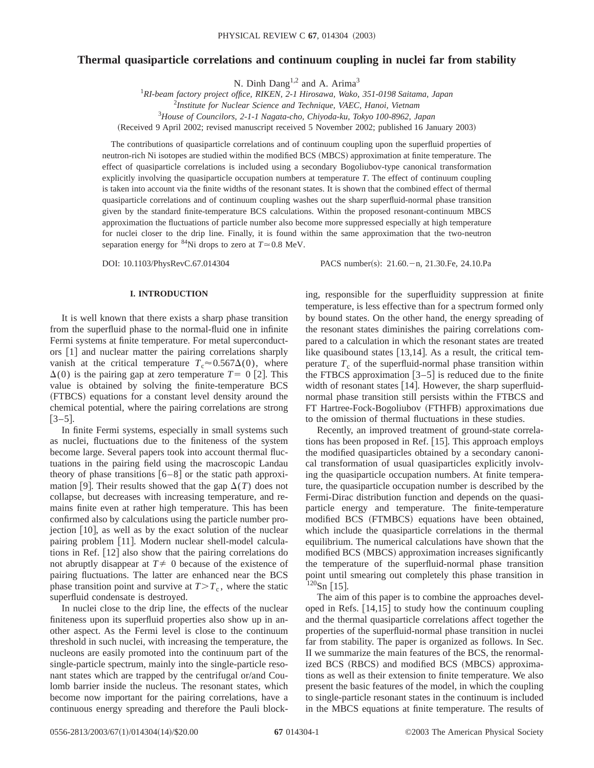# Thermal quasiparticle correlations and continuum coupling in nuclei far from stability

N. Dinh Dang[1,2] and A. Arima[3]

[1] *RI-beam factory project office, RIKEN, 2-1 Hirosawa, Wako, 351-0198 Saitama, Japan*
[2] *Institute for Nuclear Science and Technique, VAEC, Hanoi, Vietnam*
[3] *House of Councilors, 2-1-1 Nagata-cho, Chiyoda-ku, Tokyo 100-8962, Japan*

(Received 9 April 2002; revised manuscript received 5 November 2002; published 16 January 2003)

The contributions of quasiparticle correlations and of continuum coupling upon the superfluid properties of neutron-rich Ni isotopes are studied within the modified BCS (MBCS) approximation at finite temperature. The effect of quasiparticle correlations is included using a secondary Bogoliubov-type canonical transformation explicitly involving the quasiparticle occupation numbers at temperature $T$. The effect of continuum coupling is taken into account via the finite widths of the resonant states. It is shown that the combined effect of thermal quasiparticle correlations and of continuum coupling washes out the sharp superfluid-normal phase transition given by the standard finite-temperature BCS calculations. Within the proposed resonant-continuum MBCS approximation the fluctuations of particle number also become more suppressed especially at high temperature for nuclei closer to the drip line. Finally, it is found within the same approximation that the two-neutron separation energy for $^{84}$Ni drops to zero at $T \simeq 0.8$ MeV.

DOI: 10.1103/PhysRevC.67.014304 PACS number(s): 21.60.−n, 21.30.Fe, 24.10.Pa

## I. INTRODUCTION

It is well known that there exists a sharp phase transition from the superfluid phase to the normal-fluid one in infinite Fermi systems at finite temperature. For metal superconductors [1] and nuclear matter the pairing correlations sharply vanish at the critical temperature $T_c \approx 0.567\Delta(0)$, where $\Delta(0)$ is the pairing gap at zero temperature $T = 0$ [2]. This value is obtained by solving the finite-temperature BCS (FTBCS) equations for a constant level density around the chemical potential, where the pairing correlations are strong [3–5].

In finite Fermi systems, especially in small systems such as nuclei, fluctuations due to the finiteness of the system become large. Several papers took into account thermal fluctuations in the pairing field using the macroscopic Landau theory of phase transitions [6–8] or the static path approximation [9]. Their results showed that the gap $\Delta(T)$ does not collapse, but decreases with increasing temperature, and remains finite even at rather high temperature. This has been confirmed also by calculations using the particle number projection [10], as well as by the exact solution of the nuclear pairing problem [11]. Modern nuclear shell-model calculations in Ref. [12] also show that the pairing correlations do not abruptly disappear at $T \neq 0$ because of the existence of pairing fluctuations. The latter are enhanced near the BCS phase transition point and survive at $T > T_c$, where the static superfluid condensate is destroyed.

In nuclei close to the drip line, the effects of the nuclear finiteness upon its superfluid properties also show up in another aspect. As the Fermi level is close to the continuum threshold in such nuclei, with increasing the temperature, the nucleons are easily promoted into the continuum part of the single-particle spectrum, mainly into the single-particle resonant states which are trapped by the centrifugal or/and Coulomb barrier inside the nucleus. The resonant states, which become now important for the pairing correlations, have a continuous energy spreading and therefore the Pauli blocking, responsible for the superfluidity suppression at finite temperature, is less effective than for a spectrum formed only by bound states. On the other hand, the energy spreading of the resonant states diminishes the pairing correlations compared to a calculation in which the resonant states are treated like quasibound states [13,14]. As a result, the critical temperature $T_c$ of the superfluid-normal phase transition within the FTBCS approximation [3–5] is reduced due to the finite width of resonant states [14]. However, the sharp superfluid-normal phase transition still persists within the FTBCS and FT Hartree-Fock-Bogoliubov (FTHFB) approximations due to the omission of thermal fluctuations in these studies.

Recently, an improved treatment of ground-state correlations has been proposed in Ref. [15]. This approach employs the modified quasiparticles obtained by a secondary canonical transformation of usual quasiparticles explicitly involving the quasiparticle occupation numbers. At finite temperature, the quasiparticle occupation number is described by the Fermi-Dirac distribution function and depends on the quasiparticle energy and temperature. The finite-temperature modified BCS (FTMBCS) equations have been obtained, which include the quasiparticle correlations in the thermal equilibrium. The numerical calculations have shown that the modified BCS (MBCS) approximation increases significantly the temperature of the superfluid-normal phase transition point until smearing out completely this phase transition in $^{120}$Sn [15].

The aim of this paper is to combine the approaches developed in Refs. [14,15] to study how the continuum coupling and the thermal quasiparticle correlations affect together the properties of the superfluid-normal phase transition in nuclei far from stability. The paper is organized as follows. In Sec. II we summarize the main features of the BCS, the renormalized BCS (RBCS) and modified BCS (MBCS) approximations as well as their extension to finite temperature. We also present the basic features of the model, in which the coupling to single-particle resonant states in the continuum is included in the MBCS equations at finite temperature. The results of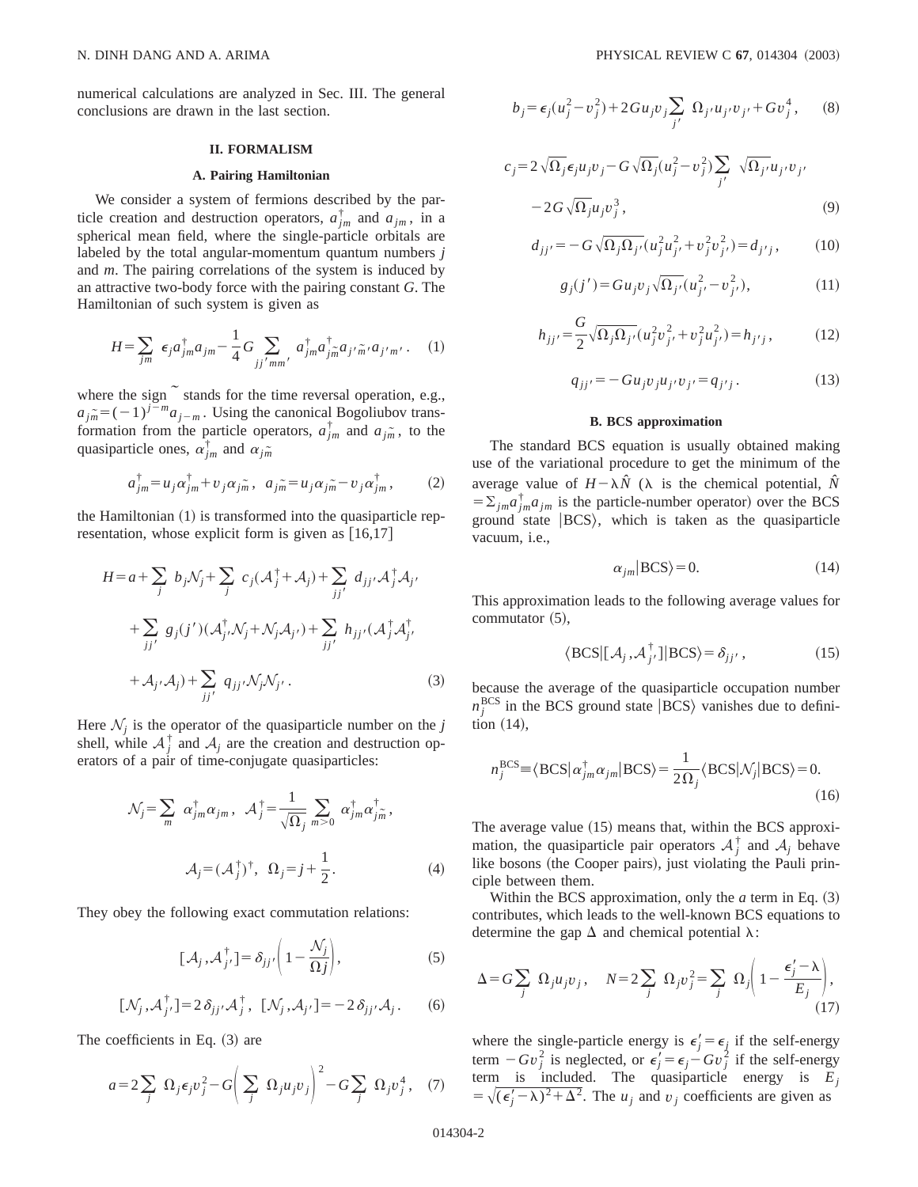numerical calculations are analyzed in Sec. III. The general conclusions are drawn in the last section.

## II. FORMALISM

### A. Pairing Hamiltonian

We consider a system of fermions described by the particle creation and destruction operators, $a_{jm}^{\dagger}$ and $a_{jm}$, in a spherical mean field, where the single-particle orbitals are labeled by the total angular-momentum quantum numbers $j$ and $m$. The pairing correlations of the system is induced by an attractive two-body force with the pairing constant $G$. The Hamiltonian of such system is given as

$$H=\sum_{jm} \epsilon_j a_{jm}^{\dagger}a_{jm}-\frac{1}{4}G\sum_{jj'mm'} a_{jm}^{\dagger}a_{j\widetilde{m}}^{\dagger}a_{j'\widetilde{m}'}a_{j'm'}. \quad (1)$$

where the sign $\widetilde{}$ stands for the time reversal operation, e.g., $a_{j\widetilde{m}}=(-1)^{j-m}a_{j-m}$. Using the canonical Bogoliubov transformation from the particle operators, $a_{jm}^{\dagger}$ and $a_{j\widetilde{m}}$, to the quasiparticle ones, $\alpha_{jm}^{\dagger}$ and $\alpha_{j\widetilde{m}}$

$$a_{jm}^{\dagger}=u_j\alpha_{jm}^{\dagger}+v_j\alpha_{j\widetilde{m}},\quad a_{j\widetilde{m}}=u_j\alpha_{j\widetilde{m}}-v_j\alpha_{jm}^{\dagger}, \quad (2)$$

the Hamiltonian (1) is transformed into the quasiparticle representation, whose explicit form is given as [16,17]

$$H=a+\sum_j b_j\mathcal{N}_j+\sum_j c_j(\mathcal{A}_j^{\dagger}+\mathcal{A}_j)+\sum_{jj'} d_{jj'}\mathcal{A}_j^{\dagger}\mathcal{A}_{j'}+\sum_{jj'} g_j(j')(\mathcal{A}_{j'}^{\dagger}\mathcal{N}_j+\mathcal{N}_j\mathcal{A}_{j'})+\sum_{jj'} h_{jj'}(\mathcal{A}_j^{\dagger}\mathcal{A}_{j'}^{\dagger}+\mathcal{A}_{j'}\mathcal{A}_j)+\sum_{jj'} q_{jj'}\mathcal{N}_j\mathcal{N}_{j'}. \quad (3)$$

Here $\mathcal{N}_j$ is the operator of the quasiparticle number on the $j$ shell, while $\mathcal{A}_j^{\dagger}$ and $\mathcal{A}_j$ are the creation and destruction operators of a pair of time-conjugate quasiparticles:

$$\mathcal{N}_j=\sum_m \alpha_{jm}^{\dagger}\alpha_{jm},\quad \mathcal{A}_j^{\dagger}=\frac{1}{\sqrt{\Omega_j}}\sum_{m>0}\alpha_{jm}^{\dagger}\alpha_{j\widetilde{m}}^{\dagger},$$

$$\mathcal{A}_j=(\mathcal{A}_j^{\dagger})^{\dagger},\quad \Omega_j=j+\frac{1}{2}. \quad (4)$$

They obey the following exact commutation relations:

$$[\mathcal{A}_j,\mathcal{A}_{j'}^{\dagger}]=\delta_{jj'}\left(1-\frac{\mathcal{N}_j}{\Omega j}\right), \quad (5)$$

$$[\mathcal{N}_j,\mathcal{A}_{j'}^{\dagger}]=2\delta_{jj'}\mathcal{A}_j^{\dagger},\quad [\mathcal{N}_j,\mathcal{A}_{j'}]=-2\delta_{jj'}\mathcal{A}_j. \quad (6)$$

The coefficients in Eq. (3) are

$$a=2\sum_j \Omega_j\epsilon_j v_j^2-G\left(\sum_j \Omega_j u_j v_j\right)^2-G\sum_j \Omega_j v_j^4, \quad (7)$$

$$b_j=\epsilon_j(u_j^2-v_j^2)+2Gu_jv_j\sum_{j'} \Omega_{j'}u_{j'}v_{j'}+Gv_j^4, \quad (8)$$

$$c_j=2\sqrt{\Omega_j}\epsilon_j u_j v_j-G\sqrt{\Omega_j}(u_j^2-v_j^2)\sum_{j'} \sqrt{\Omega_{j'}}u_{j'}v_{j'}-2G\sqrt{\Omega_j}u_jv_j^3, \quad (9)$$

$$d_{jj'}=-G\sqrt{\Omega_j\Omega_{j'}}(u_j^2u_{j'}^2+v_j^2v_{j'}^2)=d_{j'j}, \quad (10)$$

$$g_j(j')=Gu_jv_j\sqrt{\Omega_{j'}}(u_{j'}^2-v_{j'}^2), \quad (11)$$

$$h_{jj'}=\frac{G}{2}\sqrt{\Omega_j\Omega_{j'}}(u_j^2v_{j'}^2+v_j^2u_{j'}^2)=h_{j'j}, \quad (12)$$

$$q_{jj'}=-Gu_jv_ju_{j'}v_{j'}=q_{j'j}. \quad (13)$$

### B. BCS approximation

The standard BCS equation is usually obtained making use of the variational procedure to get the minimum of the average value of $H-\lambda\hat{N}$ ($\lambda$ is the chemical potential, $\hat{N}=\Sigma_{jm}a_{jm}^{\dagger}a_{jm}$ is the particle-number operator) over the BCS ground state $|\mathrm{BCS}\rangle$, which is taken as the quasiparticle vacuum, i.e.,

$$\alpha_{jm}|\mathrm{BCS}\rangle=0. \quad (14)$$

This approximation leads to the following average values for commutator (5),

$$\langle\mathrm{BCS}|[\mathcal{A}_j,\mathcal{A}_{j'}^{\dagger}]|\mathrm{BCS}\rangle=\delta_{jj'}, \quad (15)$$

because the average of the quasiparticle occupation number $n_j^{\mathrm{BCS}}$ in the BCS ground state $|\mathrm{BCS}\rangle$ vanishes due to definition (14),

$$n_j^{\mathrm{BCS}}\equiv\langle\mathrm{BCS}|\alpha_{jm}^{\dagger}\alpha_{jm}|\mathrm{BCS}\rangle=\frac{1}{2\Omega_j}\langle\mathrm{BCS}|\mathcal{N}_j|\mathrm{BCS}\rangle=0. \quad (16)$$

The average value (15) means that, within the BCS approximation, the quasiparticle pair operators $\mathcal{A}_j^{\dagger}$ and $\mathcal{A}_j$ behave like bosons (the Cooper pairs), just violating the Pauli principle between them.

Within the BCS approximation, only the $a$ term in Eq. (3) contributes, which leads to the well-known BCS equations to determine the gap $\Delta$ and chemical potential $\lambda$:

$$\Delta=G\sum_j \Omega_j u_j v_j,\quad N=2\sum_j \Omega_j v_j^2=\sum_j \Omega_j\left(1-\frac{\epsilon_j'-\lambda}{E_j}\right), \quad (17)$$

where the single-particle energy is $\epsilon_j'=\epsilon_j$ if the self-energy term $-Gv_j^2$ is neglected, or $\epsilon_j'=\epsilon_j-Gv_j^2$ if the self-energy term is included. The quasiparticle energy is $E_j=\sqrt{(\epsilon_j'-\lambda)^2+\Delta^2}$. The $u_j$ and $v_j$ coefficients are given as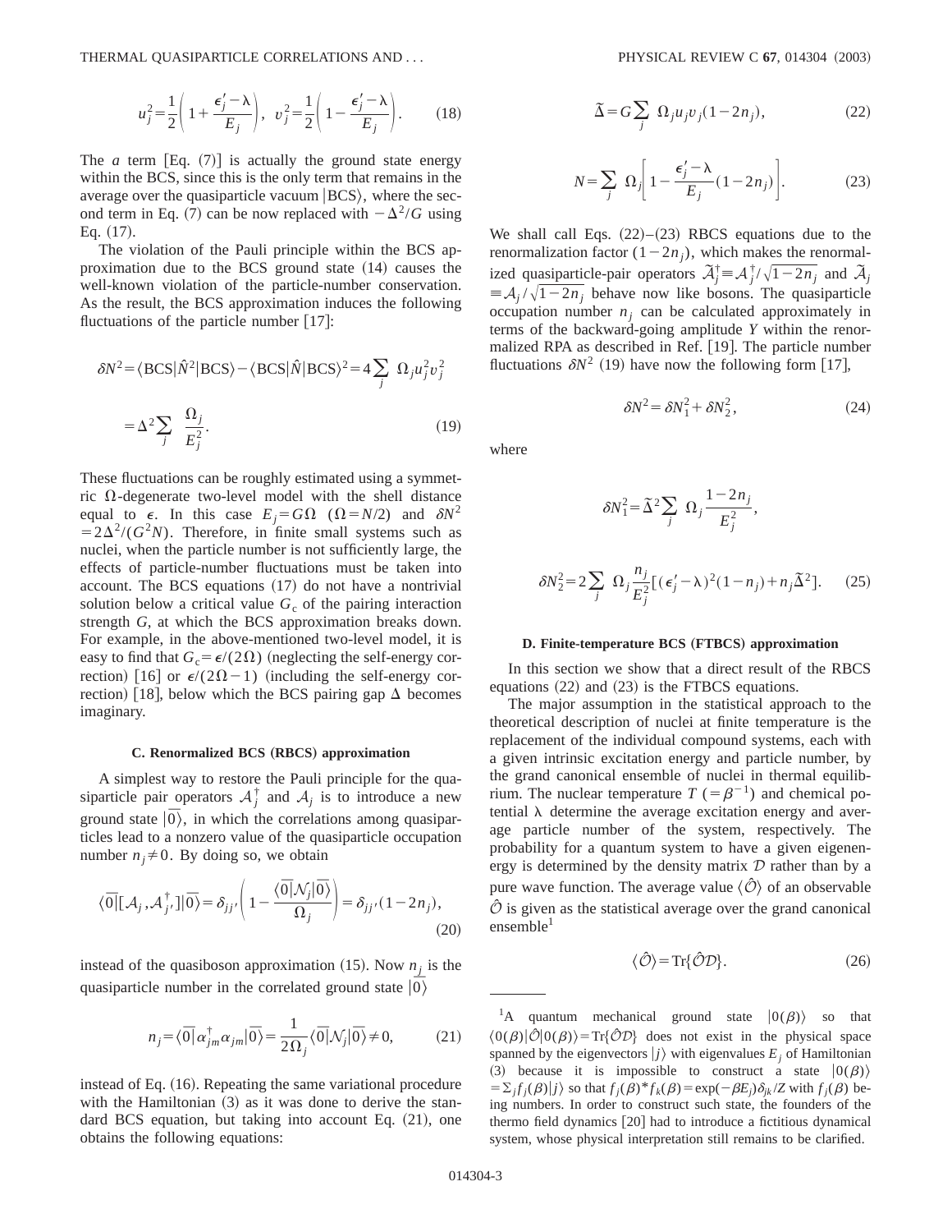$$u_j^2 = \frac{1}{2}\left(1 + \frac{\epsilon_j' - \lambda}{E_j}\right), \quad v_j^2 = \frac{1}{2}\left(1 - \frac{\epsilon_j' - \lambda}{E_j}\right). \tag{18}$$

The $a$ term [Eq. (7)] is actually the ground state energy within the BCS, since this is the only term that remains in the average over the quasiparticle vacuum $|\mathrm{BCS}\rangle$, where the second term in Eq. (7) can be now replaced with $-\Delta^2/G$ using Eq. (17).

The violation of the Pauli principle within the BCS approximation due to the BCS ground state (14) causes the well-known violation of the particle-number conservation. As the result, the BCS approximation induces the following fluctuations of the particle number [17]:

$$\delta N^2 = \langle \mathrm{BCS}|\hat{N}^2|\mathrm{BCS}\rangle - \langle \mathrm{BCS}|\hat{N}|\mathrm{BCS}\rangle^2 = 4\sum_j \Omega_j u_j^2 v_j^2$$

$$= \Delta^2 \sum_j \frac{\Omega_j}{E_j^2}. \tag{19}$$

These fluctuations can be roughly estimated using a symmetric $\Omega$-degenerate two-level model with the shell distance equal to $\epsilon$. In this case $E_j = G\Omega$ $(\Omega = N/2)$ and $\delta N^2 = 2\Delta^2/(G^2 N)$. Therefore, in finite small systems such as nuclei, when the particle number is not sufficiently large, the effects of particle-number fluctuations must be taken into account. The BCS equations (17) do not have a nontrivial solution below a critical value $G_c$ of the pairing interaction strength $G$, at which the BCS approximation breaks down. For example, in the above-mentioned two-level model, it is easy to find that $G_c = \epsilon/(2\Omega)$ (neglecting the self-energy correction) [16] or $\epsilon/(2\Omega - 1)$ (including the self-energy correction) [18], below which the BCS pairing gap $\Delta$ becomes imaginary.

### C. Renormalized BCS (RBCS) approximation

A simplest way to restore the Pauli principle for the quasiparticle pair operators $\mathcal{A}_j^\dagger$ and $\mathcal{A}_j$ is to introduce a new ground state $|\bar{0}\rangle$, in which the correlations among quasiparticles lead to a nonzero value of the quasiparticle occupation number $n_j \neq 0$. By doing so, we obtain

$$\langle \bar{0}|[\mathcal{A}_j, \mathcal{A}_{j'}^\dagger]|\bar{0}\rangle = \delta_{jj'}\left(1 - \frac{\langle \bar{0}|\mathcal{N}_j|\bar{0}\rangle}{\Omega_j}\right) = \delta_{jj'}(1 - 2n_j), \tag{20}$$

instead of the quasiboson approximation (15). Now $n_j$ is the quasiparticle number in the correlated ground state $|\bar{0}\rangle$

$$n_j = \langle \bar{0}|\alpha_{jm}^\dagger \alpha_{jm}|\bar{0}\rangle = \frac{1}{2\Omega_j}\langle \bar{0}|\mathcal{N}_j|\bar{0}\rangle \neq 0, \tag{21}$$

instead of Eq. (16). Repeating the same variational procedure with the Hamiltonian (3) as it was done to derive the standard BCS equation, but taking into account Eq. (21), one obtains the following equations:

$$\tilde{\Delta} = G\sum_j \Omega_j u_j v_j (1 - 2n_j), \tag{22}$$

$$N = \sum_j \Omega_j \left[1 - \frac{\epsilon_j' - \lambda}{E_j}(1 - 2n_j)\right]. \tag{23}$$

We shall call Eqs. (22)–(23) RBCS equations due to the renormalization factor $(1 - 2n_j)$, which makes the renormalized quasiparticle-pair operators $\tilde{\mathcal{A}}_j^\dagger \equiv \mathcal{A}_j^\dagger/\sqrt{1 - 2n_j}$ and $\tilde{\mathcal{A}}_j \equiv \mathcal{A}_j/\sqrt{1 - 2n_j}$ behave now like bosons. The quasiparticle occupation number $n_j$ can be calculated approximately in terms of the backward-going amplitude $Y$ within the renormalized RPA as described in Ref. [19]. The particle number fluctuations $\delta N^2$ (19) have now the following form [17],

$$\delta N^2 = \delta N_1^2 + \delta N_2^2, \tag{24}$$

where

$$\delta N_1^2 = \tilde{\Delta}^2 \sum_j \Omega_j \frac{1 - 2n_j}{E_j^2},$$

$$\delta N_2^2 = 2\sum_j \Omega_j \frac{n_j}{E_j^2}[(\epsilon_j' - \lambda)^2(1 - n_j) + n_j \tilde{\Delta}^2]. \tag{25}$$

### D. Finite-temperature BCS (FTBCS) approximation

In this section we show that a direct result of the RBCS equations (22) and (23) is the FTBCS equations.

The major assumption in the statistical approach to the theoretical description of nuclei at finite temperature is the replacement of the individual compound systems, each with a given intrinsic excitation energy and particle number, by the grand canonical ensemble of nuclei in thermal equilibrium. The nuclear temperature $T$ $(=\beta^{-1})$ and chemical potential $\lambda$ determine the average excitation energy and average particle number of the system, respectively. The probability for a quantum system to have a given eigenenergy is determined by the density matrix $\mathcal{D}$ rather than by a pure wave function. The average value $\langle \hat{\mathcal{O}} \rangle$ of an observable $\hat{\mathcal{O}}$ is given as the statistical average over the grand canonical ensemble[1]

$$\langle \hat{\mathcal{O}} \rangle = \mathrm{Tr}\{\hat{\mathcal{O}}\mathcal{D}\}. \tag{26}$$

---

[1]A quantum mechanical ground state $|0(\beta)\rangle$ so that $\langle 0(\beta)|\hat{\mathcal{O}}|0(\beta)\rangle = \mathrm{Tr}\{\hat{\mathcal{O}}\mathcal{D}\}$ does not exist in the physical space spanned by the eigenvectors $|j\rangle$ with eigenvalues $E_j$ of Hamiltonian (3) because it is impossible to construct a state $|0(\beta)\rangle = \sum_j f_j(\beta)|j\rangle$ so that $f_j(\beta)^* f_k(\beta) = \exp(-\beta E_j)\delta_{jk}/Z$ with $f_j(\beta)$ being numbers. In order to construct such state, the founders of the thermo field dynamics [20] had to introduce a fictitious dynamical system, whose physical interpretation still remains to be clarified.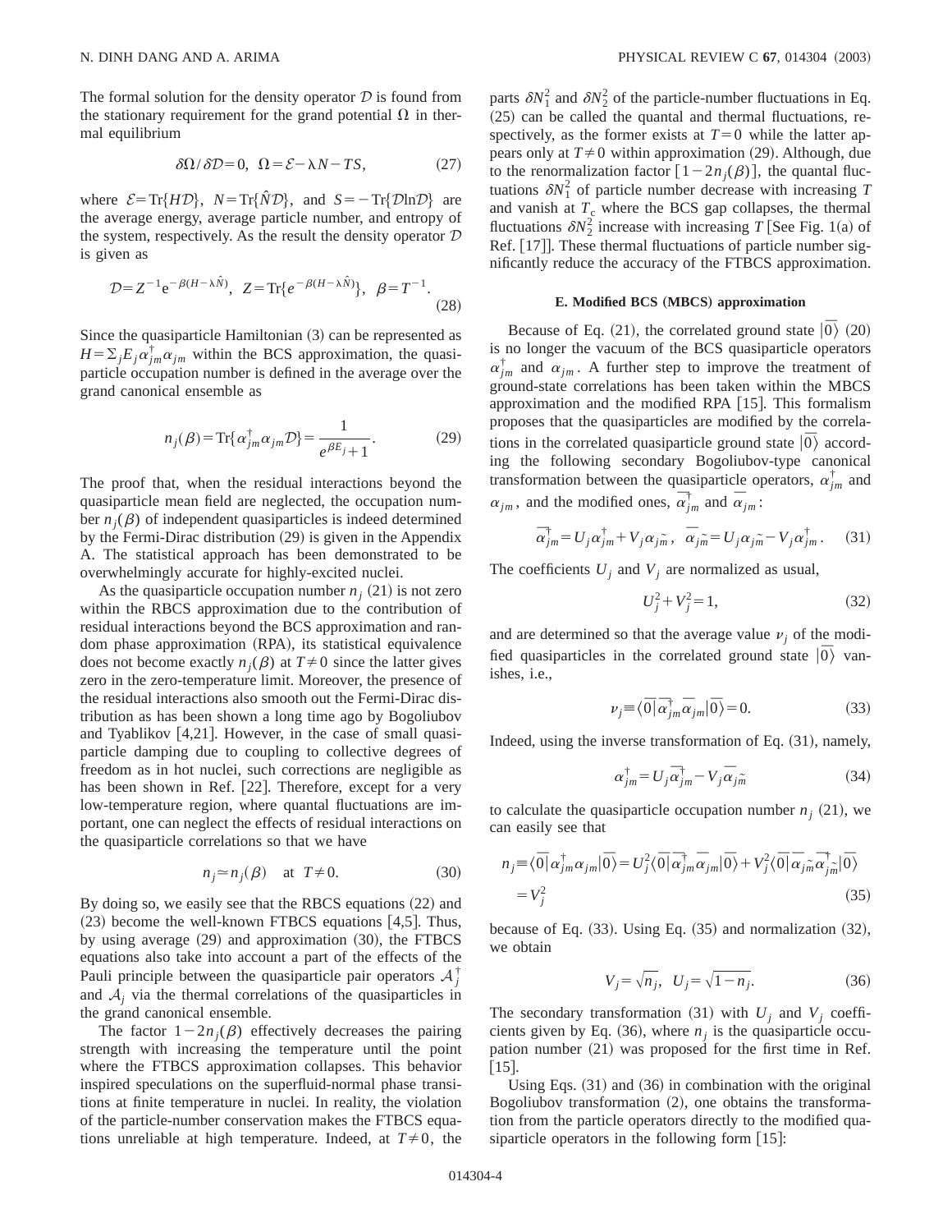The formal solution for the density operator $\mathcal{D}$ is found from the stationary requirement for the grand potential $\Omega$ in thermal equilibrium

$$\delta\Omega/\delta\mathcal{D}=0,\quad \Omega=\mathcal{E}-\lambda N-TS, \tag{27}$$

where $\mathcal{E}=\mathrm{Tr}\{H\mathcal{D}\}$, $N=\mathrm{Tr}\{\hat{N}\mathcal{D}\}$, and $S=-\mathrm{Tr}\{\mathcal{D}\ln\mathcal{D}\}$ are the average energy, average particle number, and entropy of the system, respectively. As the result the density operator $\mathcal{D}$ is given as

$$\mathcal{D}=Z^{-1}e^{-\beta(H-\lambda\hat{N})},\quad Z=\mathrm{Tr}\{e^{-\beta(H-\lambda\hat{N})}\},\quad \beta=T^{-1}. \tag{28}$$

Since the quasiparticle Hamiltonian (3) can be represented as $H=\sum_j E_j\alpha_{jm}^{\dagger}\alpha_{jm}$ within the BCS approximation, the quasiparticle occupation number is defined in the average over the grand canonical ensemble as

$$n_j(\beta)=\mathrm{Tr}\{\alpha_{jm}^{\dagger}\alpha_{jm}\mathcal{D}\}=\frac{1}{e^{\beta E_j}+1}. \tag{29}$$

The proof that, when the residual interactions beyond the quasiparticle mean field are neglected, the occupation number $n_j(\beta)$ of independent quasiparticles is indeed determined by the Fermi-Dirac distribution (29) is given in the Appendix A. The statistical approach has been demonstrated to be overwhelmingly accurate for highly-excited nuclei.

As the quasiparticle occupation number $n_j$ (21) is not zero within the RBCS approximation due to the contribution of residual interactions beyond the BCS approximation and random phase approximation (RPA), its statistical equivalence does not become exactly $n_j(\beta)$ at $T\neq 0$ since the latter gives zero in the zero-temperature limit. Moreover, the presence of the residual interactions also smooth out the Fermi-Dirac distribution as has been shown a long time ago by Bogoliubov and Tyablikov [4,21]. However, in the case of small quasiparticle damping due to coupling to collective degrees of freedom as in hot nuclei, such corrections are negligible as has been shown in Ref. [22]. Therefore, except for a very low-temperature region, where quantal fluctuations are important, one can neglect the effects of residual interactions on the quasiparticle correlations so that we have

$$n_j\simeq n_j(\beta)\quad \text{at}\ T\neq 0. \tag{30}$$

By doing so, we easily see that the RBCS equations (22) and (23) become the well-known FTBCS equations [4,5]. Thus, by using average (29) and approximation (30), the FTBCS equations also take into account a part of the effects of the Pauli principle between the quasiparticle pair operators $\mathcal{A}_j^{\dagger}$ and $\mathcal{A}_j$ via the thermal correlations of the quasiparticles in the grand canonical ensemble.

The factor $1-2n_j(\beta)$ effectively decreases the pairing strength with increasing the temperature until the point where the FTBCS approximation collapses. This behavior inspired speculations on the superfluid-normal phase transitions at finite temperature in nuclei. In reality, the violation of the particle-number conservation makes the FTBCS equations unreliable at high temperature. Indeed, at $T\neq 0$, the parts $\delta N_1^2$ and $\delta N_2^2$ of the particle-number fluctuations in Eq. (25) can be called the quantal and thermal fluctuations, respectively, as the former exists at $T=0$ while the latter appears only at $T\neq 0$ within approximation (29). Although, due to the renormalization factor $[1-2n_j(\beta)]$, the quantal fluctuations $\delta N_1^2$ of particle number decrease with increasing $T$ and vanish at $T_c$ where the BCS gap collapses, the thermal fluctuations $\delta N_2^2$ increase with increasing $T$ [See Fig. 1(a) of Ref. [17]]. These thermal fluctuations of particle number significantly reduce the accuracy of the FTBCS approximation.

### E. Modified BCS (MBCS) approximation

Because of Eq. (21), the correlated ground state $|\bar{0}\rangle$ (20) is no longer the vacuum of the BCS quasiparticle operators $\alpha_{jm}^{\dagger}$ and $\alpha_{jm}$. A further step to improve the treatment of ground-state correlations has been taken within the MBCS approximation and the modified RPA [15]. This formalism proposes that the quasiparticles are modified by the correlations in the correlated quasiparticle ground state $|\bar{0}\rangle$ according the following secondary Bogoliubov-type canonical transformation between the quasiparticle operators, $\alpha_{jm}^{\dagger}$ and $\alpha_{jm}$, and the modified ones, $\bar{\alpha}_{jm}^{\dagger}$ and $\bar{\alpha}_{jm}$:

$$\bar{\alpha}_{jm}^{\dagger}=U_j\alpha_{jm}^{\dagger}+V_j\alpha_{j\tilde{m}},\quad \bar{\alpha}_{j\tilde{m}}=U_j\alpha_{j\tilde{m}}-V_j\alpha_{jm}^{\dagger}. \tag{31}$$

The coefficients $U_j$ and $V_j$ are normalized as usual,

$$U_j^2+V_j^2=1, \tag{32}$$

and are determined so that the average value $\nu_j$ of the modified quasiparticles in the correlated ground state $|\bar{0}\rangle$ vanishes, i.e.,

$$\nu_j\equiv\langle\bar{0}|\bar{\alpha}_{jm}^{\dagger}\bar{\alpha}_{jm}|\bar{0}\rangle=0. \tag{33}$$

Indeed, using the inverse transformation of Eq. (31), namely,

$$\alpha_{jm}^{\dagger}=U_j\bar{\alpha}_{jm}^{\dagger}-V_j\bar{\alpha}_{j\tilde{m}} \tag{34}$$

to calculate the quasiparticle occupation number $n_j$ (21), we can easily see that

$$\begin{aligned} n_j&\equiv\langle\bar{0}|\alpha_{jm}^{\dagger}\alpha_{jm}|\bar{0}\rangle=U_j^2\langle\bar{0}|\bar{\alpha}_{jm}^{\dagger}\bar{\alpha}_{jm}|\bar{0}\rangle+V_j^2\langle\bar{0}|\bar{\alpha}_{j\tilde{m}}\bar{\alpha}_{j\tilde{m}}^{\dagger}|\bar{0}\rangle\\ &=V_j^2 \end{aligned} \tag{35}$$

because of Eq. (33). Using Eq. (35) and normalization (32), we obtain

$$V_j=\sqrt{n_j},\quad U_j=\sqrt{1-n_j}. \tag{36}$$

The secondary transformation (31) with $U_j$ and $V_j$ coefficients given by Eq. (36), where $n_j$ is the quasiparticle occupation number (21) was proposed for the first time in Ref. [15].

Using Eqs. (31) and (36) in combination with the original Bogoliubov transformation (2), one obtains the transformation from the particle operators directly to the modified quasiparticle operators in the following form [15]: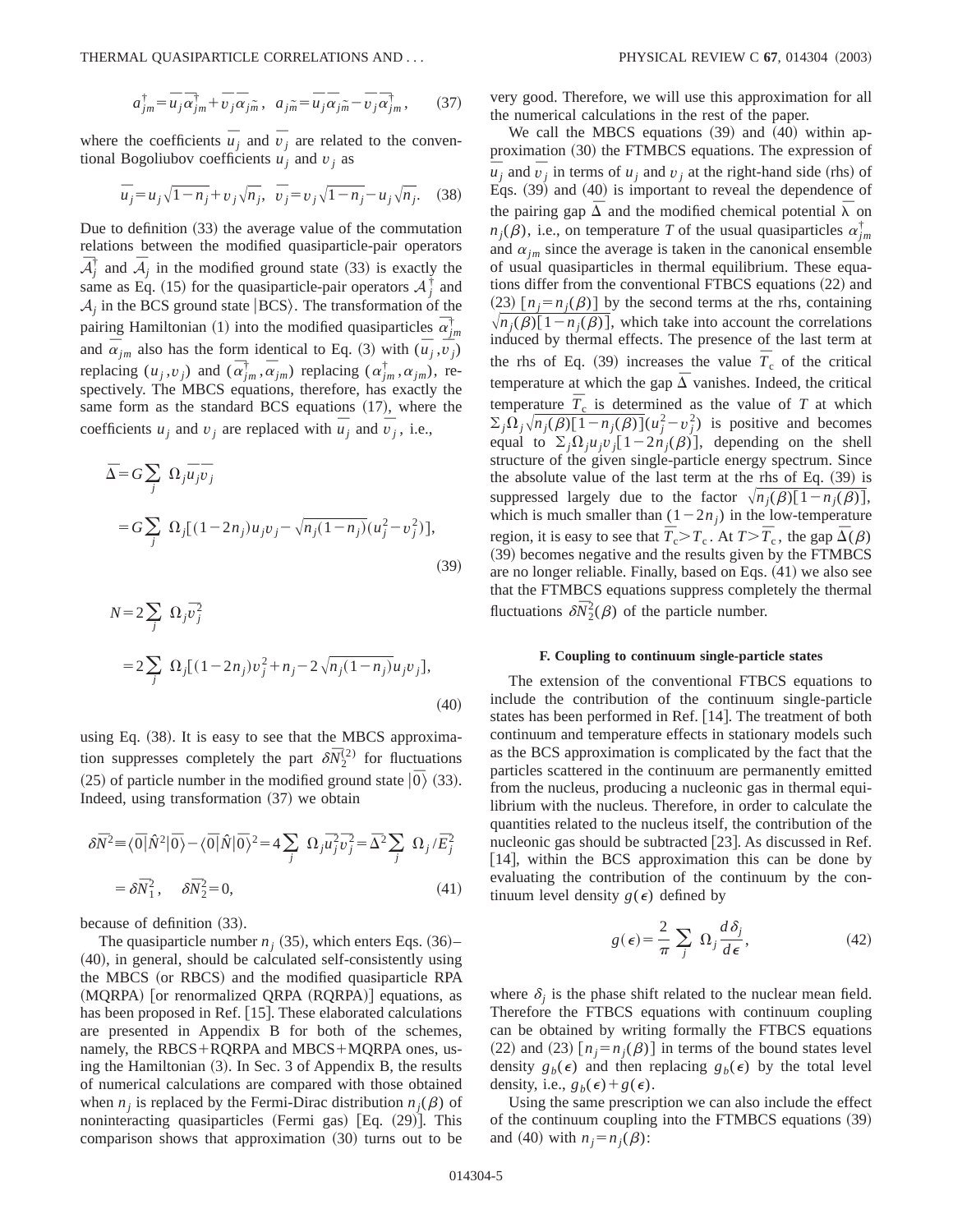$$a^{\dagger}_{jm}=\bar{u}_j\bar{\alpha}^{\dagger}_{jm}+\bar{v}_j\bar{\alpha}_{j\tilde{m}}, \quad a_{j\tilde{m}}=\bar{u}_j\bar{\alpha}_{j\tilde{m}}-\bar{v}_j\bar{\alpha}^{\dagger}_{jm}, \tag{37}$$

where the coefficients $\bar{u}_j$ and $\bar{v}_j$ are related to the conventional Bogoliubov coefficients $u_j$ and $v_j$ as

$$\bar{u}_j=u_j\sqrt{1-n_j}+v_j\sqrt{n_j}, \quad \bar{v}_j=v_j\sqrt{1-n_j}-u_j\sqrt{n_j}. \tag{38}$$

Due to definition (33) the average value of the commutation relations between the modified quasiparticle-pair operators $\bar{\mathcal{A}}^{\dagger}_j$ and $\bar{\mathcal{A}}_j$ in the modified ground state (33) is exactly the same as Eq. (15) for the quasiparticle-pair operators $\mathcal{A}^{\dagger}_j$ and $\mathcal{A}_j$ in the BCS ground state $|\mathrm{BCS}\rangle$. The transformation of the pairing Hamiltonian (1) into the modified quasiparticles $\bar{\alpha}^{\dagger}_{jm}$ and $\bar{\alpha}_{jm}$ also has the form identical to Eq. (3) with $(\bar{u}_j,\bar{v}_j)$ replacing $(u_j,v_j)$ and $(\bar{\alpha}^{\dagger}_{jm},\bar{\alpha}_{jm})$ replacing $(\alpha^{\dagger}_{jm},\alpha_{jm})$, respectively. The MBCS equations, therefore, has exactly the same form as the standard BCS equations (17), where the coefficients $u_j$ and $v_j$ are replaced with $\bar{u}_j$ and $\bar{v}_j$, i.e.,

$$\begin{aligned}\bar{\Delta}&=G\sum_j\Omega_j\bar{u}_j\bar{v}_j\\&=G\sum_j\Omega_j[(1-2n_j)u_jv_j-\sqrt{n_j(1-n_j)}(u_j^2-v_j^2)],\end{aligned}\tag{39}$$

$$\begin{aligned}N&=2\sum_j\Omega_j\bar{v}_j^2\\&=2\sum_j\Omega_j[(1-2n_j)v_j^2+n_j-2\sqrt{n_j(1-n_j)}u_jv_j],\end{aligned}\tag{40}$$

using Eq. (38). It is easy to see that the MBCS approximation suppresses completely the part $\delta\bar{N}_2^{(2)}$ for fluctuations (25) of particle number in the modified ground state $|\bar{0}\rangle$ (33). Indeed, using transformation (37) we obtain

$$\begin{aligned}\delta\bar{N}^2&\equiv\langle\bar{0}|\hat{N}^2|\bar{0}\rangle-\langle\bar{0}|\hat{N}|\bar{0}\rangle^2=4\sum_j\Omega_j\bar{u}_j^2\bar{v}_j^2=\bar{\Delta}^2\sum_j\Omega_j/\bar{E}_j^2\\&=\delta\bar{N}_1^2, \quad \delta\bar{N}_2^2=0,\end{aligned}\tag{41}$$

because of definition (33).

The quasiparticle number $n_j$ (35), which enters Eqs. (36)–(40), in general, should be calculated self-consistently using the MBCS (or RBCS) and the modified quasiparticle RPA (MQRPA) [or renormalized QRPA (RQRPA)] equations, as has been proposed in Ref. [15]. These elaborated calculations are presented in Appendix B for both of the schemes, namely, the RBCS+RQRPA and MBCS+MQRPA ones, using the Hamiltonian (3). In Sec. 3 of Appendix B, the results of numerical calculations are compared with those obtained when $n_j$ is replaced by the Fermi-Dirac distribution $n_j(\beta)$ of noninteracting quasiparticles (Fermi gas) [Eq. (29)]. This comparison shows that approximation (30) turns out to be very good. Therefore, we will use this approximation for all the numerical calculations in the rest of the paper.

We call the MBCS equations (39) and (40) within approximation (30) the FTMBCS equations. The expression of $\bar{u}_j$ and $\bar{v}_j$ in terms of $u_j$ and $v_j$ at the right-hand side (rhs) of Eqs. (39) and (40) is important to reveal the dependence of the pairing gap $\bar{\Delta}$ and the modified chemical potential $\bar{\lambda}$ on $n_j(\beta)$, i.e., on temperature $T$ of the usual quasiparticles $\alpha^{\dagger}_{jm}$ and $\alpha_{jm}$ since the average is taken in the canonical ensemble of usual quasiparticles in thermal equilibrium. These equations differ from the conventional FTBCS equations (22) and (23) $[n_j=n_j(\beta)]$ by the second terms at the rhs, containing $\sqrt{n_j(\beta)[1-n_j(\beta)]}$, which take into account the correlations induced by thermal effects. The presence of the last term at the rhs of Eq. (39) increases the value $\bar{T}_c$ of the critical temperature at which the gap $\bar{\Delta}$ vanishes. Indeed, the critical temperature $\bar{T}_c$ is determined as the value of $T$ at which $\sum_j\Omega_j\sqrt{n_j(\beta)[1-n_j(\beta)]}(u_j^2-v_j^2)$ is positive and becomes equal to $\sum_j\Omega_ju_jv_j[1-2n_j(\beta)]$, depending on the shell structure of the given single-particle energy spectrum. Since the absolute value of the last term at the rhs of Eq. (39) is suppressed largely due to the factor $\sqrt{n_j(\beta)[1-n_j(\beta)]}$, which is much smaller than $(1-2n_j)$ in the low-temperature region, it is easy to see that $\bar{T}_c>T_c$. At $T>\bar{T}_c$, the gap $\bar{\Delta}(\beta)$ (39) becomes negative and the results given by the FTMBCS are no longer reliable. Finally, based on Eqs. (41) we also see that the FTMBCS equations suppress completely the thermal fluctuations $\delta\bar{N}_2^2(\beta)$ of the particle number.

#### F. Coupling to continuum single-particle states

The extension of the conventional FTBCS equations to include the contribution of the continuum single-particle states has been performed in Ref. [14]. The treatment of both continuum and temperature effects in stationary models such as the BCS approximation is complicated by the fact that the particles scattered in the continuum are permanently emitted from the nucleus, producing a nucleonic gas in thermal equilibrium with the nucleus. Therefore, in order to calculate the quantities related to the nucleus itself, the contribution of the nucleonic gas should be subtracted [23]. As discussed in Ref. [14], within the BCS approximation this can be done by evaluating the contribution of the continuum by the continuum level density $g(\epsilon)$ defined by

$$g(\epsilon)=\frac{2}{\pi}\sum_j\Omega_j\frac{d\delta_j}{d\epsilon}, \tag{42}$$

where $\delta_j$ is the phase shift related to the nuclear mean field. Therefore the FTBCS equations with continuum coupling can be obtained by writing formally the FTBCS equations (22) and (23) $[n_j=n_j(\beta)]$ in terms of the bound states level density $g_b(\epsilon)$ and then replacing $g_b(\epsilon)$ by the total level density, i.e., $g_b(\epsilon)+g(\epsilon)$.

Using the same prescription we can also include the effect of the continuum coupling into the FTMBCS equations (39) and (40) with $n_j=n_j(\beta)$: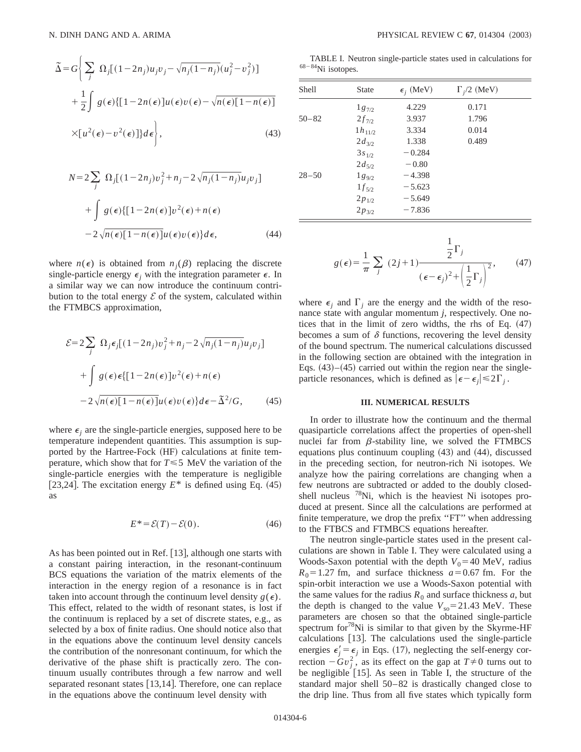$$\tilde{\Delta}=G\Bigg\{\sum_j \Omega_j[(1-2n_j)u_jv_j-\sqrt{n_j(1-n_j)}(u_j^2-v_j^2)]$$

$$+\frac{1}{2}\int g(\epsilon)\{[1-2n(\epsilon)]u(\epsilon)v(\epsilon)-\sqrt{n(\epsilon)[1-n(\epsilon)]}$$

$$\times[u^2(\epsilon)-v^2(\epsilon)]\}d\epsilon\Bigg\}, \tag{43}$$

$$N=2\sum_j \Omega_j[(1-2n_j)v_j^2+n_j-2\sqrt{n_j(1-n_j)}u_jv_j]$$

$$+\int g(\epsilon)\{[1-2n(\epsilon)]v^2(\epsilon)+n(\epsilon)$$

$$-2\sqrt{n(\epsilon)[1-n(\epsilon)]}u(\epsilon)v(\epsilon)\}d\epsilon, \tag{44}$$

where $n(\epsilon)$ is obtained from $n_j(\beta)$ replacing the discrete single-particle energy $\epsilon_j$ with the integration parameter $\epsilon$. In a similar way we can now introduce the continuum contribution to the total energy $\mathcal{E}$ of the system, calculated within the FTMBCS approximation,

$$\mathcal{E}=2\sum_j \Omega_j\epsilon_j[(1-2n_j)v_j^2+n_j-2\sqrt{n_j(1-n_j)}u_jv_j]$$

$$+\int g(\epsilon)\epsilon\{[1-2n(\epsilon)]v^2(\epsilon)+n(\epsilon)$$

$$-2\sqrt{n(\epsilon)[1-n(\epsilon)]}u(\epsilon)v(\epsilon)\}d\epsilon-\tilde{\Delta}^2/G, \tag{45}$$

where $\epsilon_j$ are the single-particle energies, supposed here to be temperature independent quantities. This assumption is supported by the Hartree-Fock (HF) calculations at finite temperature, which show that for $T\leqslant 5$ MeV the variation of the single-particle energies with the temperature is negligible [23,24]. The excitation energy $E^*$ is defined using Eq. (45) as

$$E^*=\mathcal{E}(T)-\mathcal{E}(0). \tag{46}$$

As has been pointed out in Ref. [13], although one starts with a constant pairing interaction, in the resonant-continuum BCS equations the variation of the matrix elements of the interaction in the energy region of a resonance is in fact taken into account through the continuum level density $g(\epsilon)$. This effect, related to the width of resonant states, is lost if the continuum is replaced by a set of discrete states, e.g., as selected by a box of finite radius. One should notice also that in the equations above the continuum level density cancels the contribution of the nonresonant continuum, for which the derivative of the phase shift is practically zero. The continuum usually contributes through a few narrow and well separated resonant states [13,14]. Therefore, one can replace in the equations above the continuum level density with

TABLE I. Neutron single-particle states used in calculations for $^{68-84}$Ni isotopes.

| Shell | State | $\epsilon_j$ (MeV) | $\Gamma_j/2$ (MeV) |
|---|---|---|---|
| | $1g_{7/2}$ | 4.229 | 0.171 |
| 50–82 | $2f_{7/2}$ | 3.937 | 1.796 |
| | $1h_{11/2}$ | 3.334 | 0.014 |
| | $2d_{3/2}$ | 1.338 | 0.489 |
| | $3s_{1/2}$ | −0.284 | |
| | $2d_{5/2}$ | −0.80 | |
| 28–50 | $1g_{9/2}$ | −4.398 | |
| | $1f_{5/2}$ | −5.623 | |
| | $2p_{1/2}$ | −5.649 | |
| | $2p_{3/2}$ | −7.836 | |

$$g(\epsilon)=\frac{1}{\pi}\sum_j (2j+1)\frac{\frac{1}{2}\Gamma_j}{(\epsilon-\epsilon_j)^2+\left(\frac{1}{2}\Gamma_j\right)^2}, \tag{47}$$

where $\epsilon_j$ and $\Gamma_j$ are the energy and the width of the resonance state with angular momentum $j$, respectively. One notices that in the limit of zero widths, the rhs of Eq. (47) becomes a sum of $\delta$ functions, recovering the level density of the bound spectrum. The numerical calculations discussed in the following section are obtained with the integration in Eqs. (43)–(45) carried out within the region near the single-particle resonances, which is defined as $|\epsilon-\epsilon_j|\leqslant 2\Gamma_j$.

### III. NUMERICAL RESULTS

In order to illustrate how the continuum and the thermal quasiparticle correlations affect the properties of open-shell nuclei far from $\beta$-stability line, we solved the FTMBCS equations plus continuum coupling (43) and (44), discussed in the preceding section, for neutron-rich Ni isotopes. We analyze how the pairing correlations are changing when a few neutrons are subtracted or added to the doubly closed-shell nucleus $^{78}$Ni, which is the heaviest Ni isotopes produced at present. Since all the calculations are performed at finite temperature, we drop the prefix "FT" when addressing to the FTBCS and FTMBCS equations hereafter.

The neutron single-particle states used in the present calculations are shown in Table I. They were calculated using a Woods-Saxon potential with the depth $V_0=40$ MeV, radius $R_0=1.27$ fm, and surface thickness $a=0.67$ fm. For the spin-orbit interaction we use a Woods-Saxon potential with the same values for the radius $R_0$ and surface thickness $a$, but the depth is changed to the value $V_{so}=21.43$ MeV. These parameters are chosen so that the obtained single-particle spectrum for $^{78}$Ni is similar to that given by the Skyrme-HF calculations [13]. The calculations used the single-particle energies $\epsilon'_j=\epsilon_j$ in Eqs. (17), neglecting the self-energy correction $-Gv_j^2$, as its effect on the gap at $T\neq 0$ turns out to be negligible [15]. As seen in Table I, the structure of the standard major shell 50–82 is drastically changed close to the drip line. Thus from all five states which typically form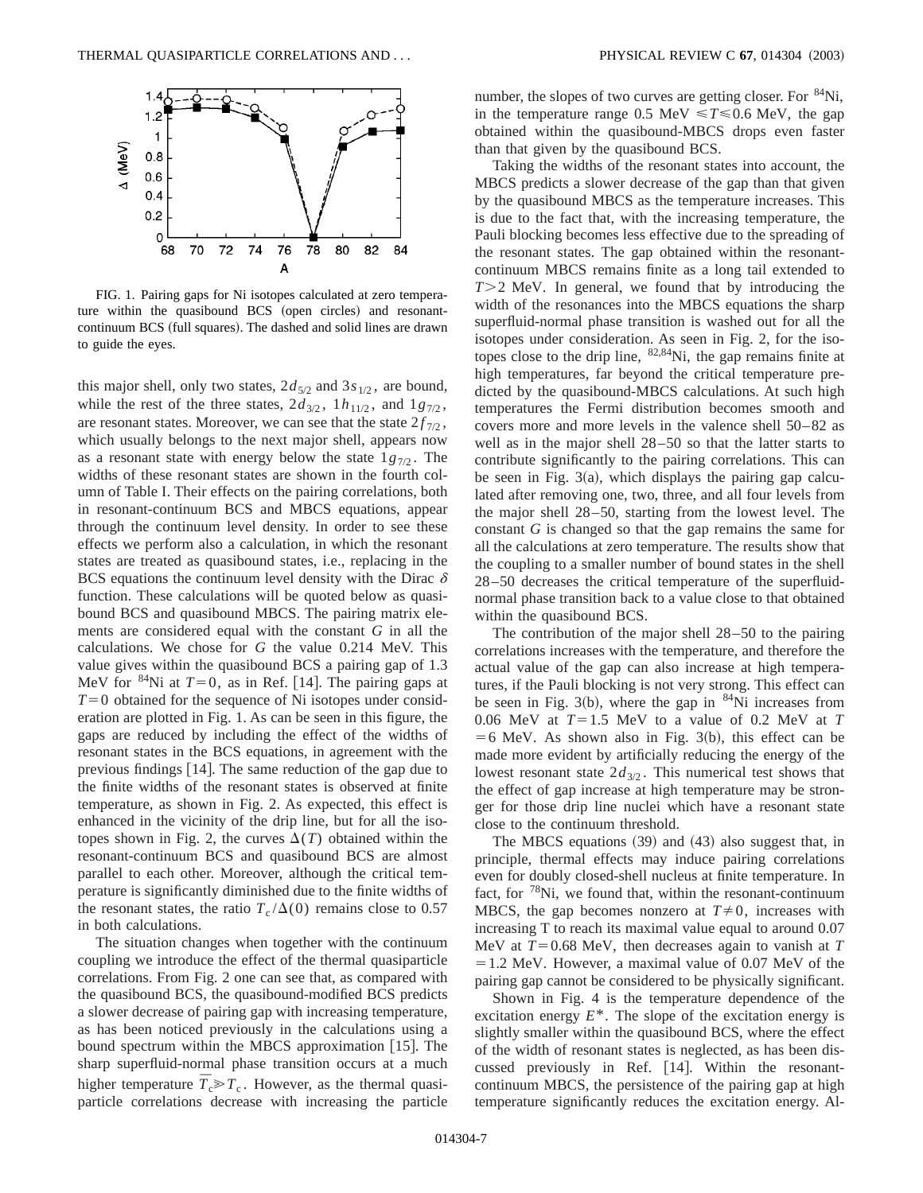FIG. 1. Pairing gaps for Ni isotopes calculated at zero temperature within the quasibound BCS (open circles) and resonant-continuum BCS (full squares). The dashed and solid lines are drawn to guide the eyes.

this major shell, only two states, $2d_{5/2}$ and $3s_{1/2}$, are bound, while the rest of the three states, $2d_{3/2}$, $1h_{11/2}$, and $1g_{7/2}$, are resonant states. Moreover, we can see that the state $2f_{7/2}$, which usually belongs to the next major shell, appears now as a resonant state with energy below the state $1g_{7/2}$. The widths of these resonant states are shown in the fourth column of Table I. Their effects on the pairing correlations, both in resonant-continuum BCS and MBCS equations, appear through the continuum level density. In order to see these effects we perform also a calculation, in which the resonant states are treated as quasibound states, i.e., replacing in the BCS equations the continuum level density with the Dirac $\delta$ function. These calculations will be quoted below as quasibound BCS and quasibound MBCS. The pairing matrix elements are considered equal with the constant $G$ in all the calculations. We chose for $G$ the value 0.214 MeV. This value gives within the quasibound BCS a pairing gap of 1.3 MeV for $^{84}$Ni at $T=0$, as in Ref. [14]. The pairing gaps at $T=0$ obtained for the sequence of Ni isotopes under consideration are plotted in Fig. 1. As can be seen in this figure, the gaps are reduced by including the effect of the widths of resonant states in the BCS equations, in agreement with the previous findings [14]. The same reduction of the gap due to the finite widths of the resonant states is observed at finite temperature, as shown in Fig. 2. As expected, this effect is enhanced in the vicinity of the drip line, but for all the isotopes shown in Fig. 2, the curves $\Delta(T)$ obtained within the resonant-continuum BCS and quasibound BCS are almost parallel to each other. Moreover, although the critical temperature is significantly diminished due to the finite widths of the resonant states, the ratio $T_c/\Delta(0)$ remains close to 0.57 in both calculations.

The situation changes when together with the continuum coupling we introduce the effect of the thermal quasiparticle correlations. From Fig. 2 one can see that, as compared with the quasibound BCS, the quasibound-modified BCS predicts a slower decrease of pairing gap with increasing temperature, as has been noticed previously in the calculations using a bound spectrum within the MBCS approximation [15]. The sharp superfluid-normal phase transition occurs at a much higher temperature $\bar{T}_c \gg T_c$. However, as the thermal quasiparticle correlations decrease with increasing the particle number, the slopes of two curves are getting closer. For $^{84}$Ni, in the temperature range 0.5 MeV $\leqslant T \leqslant 0.6$ MeV, the gap obtained within the quasibound-MBCS drops even faster than that given by the quasibound BCS.

Taking the widths of the resonant states into account, the MBCS predicts a slower decrease of the gap than that given by the quasibound MBCS as the temperature increases. This is due to the fact that, with the increasing temperature, the Pauli blocking becomes less effective due to the spreading of the resonant states. The gap obtained within the resonant-continuum MBCS remains finite as a long tail extended to $T>2$ MeV. In general, we found that by introducing the width of the resonances into the MBCS equations the sharp superfluid-normal phase transition is washed out for all the isotopes under consideration. As seen in Fig. 2, for the isotopes close to the drip line, $^{82,84}$Ni, the gap remains finite at high temperatures, far beyond the critical temperature predicted by the quasibound-MBCS calculations. At such high temperatures the Fermi distribution becomes smooth and covers more and more levels in the valence shell 50–82 as well as in the major shell 28–50 so that the latter starts to contribute significantly to the pairing correlations. This can be seen in Fig. 3(a), which displays the pairing gap calculated after removing one, two, three, and all four levels from the major shell 28–50, starting from the lowest level. The constant $G$ is changed so that the gap remains the same for all the calculations at zero temperature. The results show that the coupling to a smaller number of bound states in the shell 28–50 decreases the critical temperature of the superfluid-normal phase transition back to a value close to that obtained within the quasibound BCS.

The contribution of the major shell 28–50 to the pairing correlations increases with the temperature, and therefore the actual value of the gap can also increase at high temperatures, if the Pauli blocking is not very strong. This effect can be seen in Fig. 3(b), where the gap in $^{84}$Ni increases from 0.06 MeV at $T=1.5$ MeV to a value of 0.2 MeV at $T=6$ MeV. As shown also in Fig. 3(b), this effect can be made more evident by artificially reducing the energy of the lowest resonant state $2d_{3/2}$. This numerical test shows that the effect of gap increase at high temperature may be stronger for those drip line nuclei which have a resonant state close to the continuum threshold.

The MBCS equations (39) and (43) also suggest that, in principle, thermal effects may induce pairing correlations even for doubly closed-shell nucleus at finite temperature. In fact, for $^{78}$Ni, we found that, within the resonant-continuum MBCS, the gap becomes nonzero at $T\neq 0$, increases with increasing T to reach its maximal value equal to around 0.07 MeV at $T=0.68$ MeV, then decreases again to vanish at $T=1.2$ MeV. However, a maximal value of 0.07 MeV of the pairing gap cannot be considered to be physically significant.

Shown in Fig. 4 is the temperature dependence of the excitation energy $E^*$. The slope of the excitation energy is slightly smaller within the quasibound BCS, where the effect of the width of resonant states is neglected, as has been discussed previously in Ref. [14]. Within the resonant-continuum MBCS, the persistence of the pairing gap at high temperature significantly reduces the excitation energy. Al-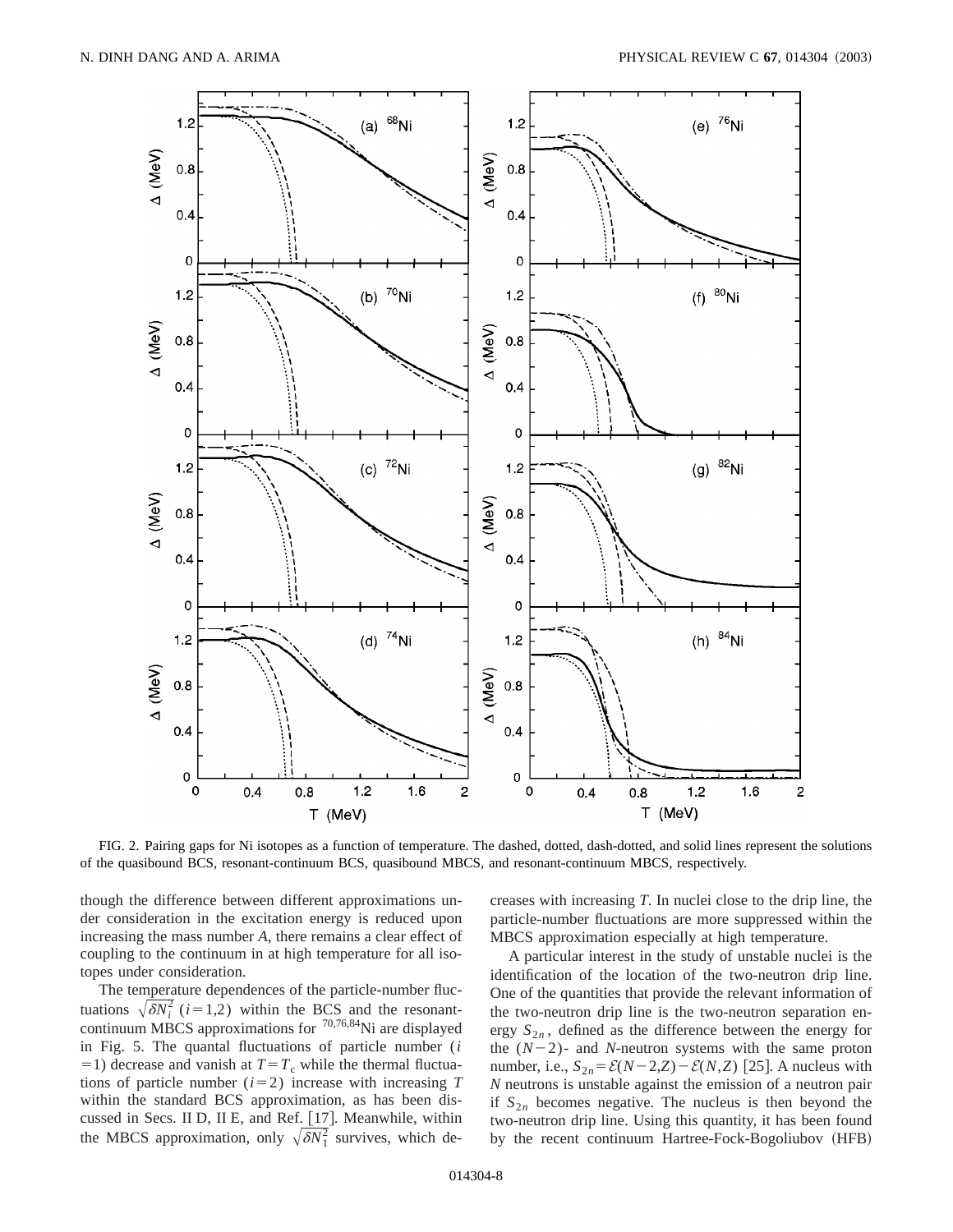FIG. 2. Pairing gaps for Ni isotopes as a function of temperature. The dashed, dotted, dash-dotted, and solid lines represent the solutions of the quasibound BCS, resonant-continuum BCS, quasibound MBCS, and resonant-continuum MBCS, respectively.

though the difference between different approximations under consideration in the excitation energy is reduced upon increasing the mass number $A$, there remains a clear effect of coupling to the continuum in at high temperature for all isotopes under consideration.

The temperature dependences of the particle-number fluctuations $\sqrt{\delta N_i^2}$ $(i=1,2)$ within the BCS and the resonant-continuum MBCS approximations for $^{70,76,84}$Ni are displayed in Fig. 5. The quantal fluctuations of particle number $(i=1)$ decrease and vanish at $T=T_c$ while the thermal fluctuations of particle number $(i=2)$ increase with increasing $T$ within the standard BCS approximation, as has been discussed in Secs. II D, II E, and Ref. [17]. Meanwhile, within the MBCS approximation, only $\sqrt{\delta N_1^2}$ survives, which decreases with increasing $T$. In nuclei close to the drip line, the particle-number fluctuations are more suppressed within the MBCS approximation especially at high temperature.

A particular interest in the study of unstable nuclei is the identification of the location of the two-neutron drip line. One of the quantities that provide the relevant information of the two-neutron drip line is the two-neutron separation energy $S_{2n}$, defined as the difference between the energy for the $(N-2)$- and $N$-neutron systems with the same proton number, i.e., $S_{2n}=\mathcal{E}(N-2,Z)-\mathcal{E}(N,Z)$ [25]. A nucleus with $N$ neutrons is unstable against the emission of a neutron pair if $S_{2n}$ becomes negative. The nucleus is then beyond the two-neutron drip line. Using this quantity, it has been found by the recent continuum Hartree-Fock-Bogoliubov (HFB)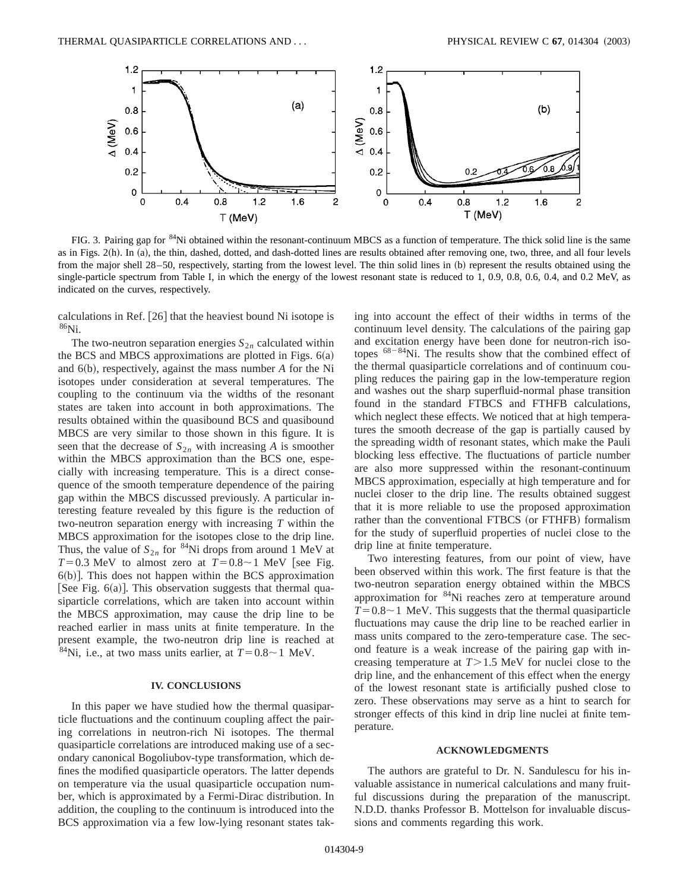FIG. 3. Pairing gap for $^{84}$Ni obtained within the resonant-continuum MBCS as a function of temperature. The thick solid line is the same as in Figs. 2(h). In (a), the thin, dashed, dotted, and dash-dotted lines are results obtained after removing one, two, three, and all four levels from the major shell 28–50, respectively, starting from the lowest level. The thin solid lines in (b) represent the results obtained using the single-particle spectrum from Table I, in which the energy of the lowest resonant state is reduced to 1, 0.9, 0.8, 0.6, 0.4, and 0.2 MeV, as indicated on the curves, respectively.

calculations in Ref. [26] that the heaviest bound Ni isotope is $^{86}$Ni.

The two-neutron separation energies $S_{2n}$ calculated within the BCS and MBCS approximations are plotted in Figs. 6(a) and 6(b), respectively, against the mass number $A$ for the Ni isotopes under consideration at several temperatures. The coupling to the continuum via the widths of the resonant states are taken into account in both approximations. The results obtained within the quasibound BCS and quasibound MBCS are very similar to those shown in this figure. It is seen that the decrease of $S_{2n}$ with increasing $A$ is smoother within the MBCS approximation than the BCS one, especially with increasing temperature. This is a direct consequence of the smooth temperature dependence of the pairing gap within the MBCS discussed previously. A particular interesting feature revealed by this figure is the reduction of two-neutron separation energy with increasing $T$ within the MBCS approximation for the isotopes close to the drip line. Thus, the value of $S_{2n}$ for $^{84}$Ni drops from around 1 MeV at $T=0.3$ MeV to almost zero at $T=0.8\sim1$ MeV [see Fig. 6(b)]. This does not happen within the BCS approximation [See Fig. 6(a)]. This observation suggests that thermal quasiparticle correlations, which are taken into account within the MBCS approximation, may cause the drip line to be reached earlier in mass units at finite temperature. In the present example, the two-neutron drip line is reached at $^{84}$Ni, i.e., at two mass units earlier, at $T=0.8\sim1$ MeV.

## IV. CONCLUSIONS

In this paper we have studied how the thermal quasiparticle fluctuations and the continuum coupling affect the pairing correlations in neutron-rich Ni isotopes. The thermal quasiparticle correlations are introduced making use of a secondary canonical Bogoliubov-type transformation, which defines the modified quasiparticle operators. The latter depends on temperature via the usual quasiparticle occupation number, which is approximated by a Fermi-Dirac distribution. In addition, the coupling to the continuum is introduced into the BCS approximation via a few low-lying resonant states taking into account the effect of their widths in terms of the continuum level density. The calculations of the pairing gap and excitation energy have been done for neutron-rich isotopes $^{68-84}$Ni. The results show that the combined effect of the thermal quasiparticle correlations and of continuum coupling reduces the pairing gap in the low-temperature region and washes out the sharp superfluid-normal phase transition found in the standard FTBCS and FTHFB calculations, which neglect these effects. We noticed that at high temperatures the smooth decrease of the gap is partially caused by the spreading width of resonant states, which make the Pauli blocking less effective. The fluctuations of particle number are also more suppressed within the resonant-continuum MBCS approximation, especially at high temperature and for nuclei closer to the drip line. The results obtained suggest that it is more reliable to use the proposed approximation rather than the conventional FTBCS (or FTHFB) formalism for the study of superfluid properties of nuclei close to the drip line at finite temperature.

Two interesting features, from our point of view, have been observed within this work. The first feature is that the two-neutron separation energy obtained within the MBCS approximation for $^{84}$Ni reaches zero at temperature around $T=0.8\sim1$ MeV. This suggests that the thermal quasiparticle fluctuations may cause the drip line to be reached earlier in mass units compared to the zero-temperature case. The second feature is a weak increase of the pairing gap with increasing temperature at $T>1.5$ MeV for nuclei close to the drip line, and the enhancement of this effect when the energy of the lowest resonant state is artificially pushed close to zero. These observations may serve as a hint to search for stronger effects of this kind in drip line nuclei at finite temperature.

## ACKNOWLEDGMENTS

The authors are grateful to Dr. N. Sandulescu for his invaluable assistance in numerical calculations and many fruitful discussions during the preparation of the manuscript. N.D.D. thanks Professor B. Mottelson for invaluable discussions and comments regarding this work.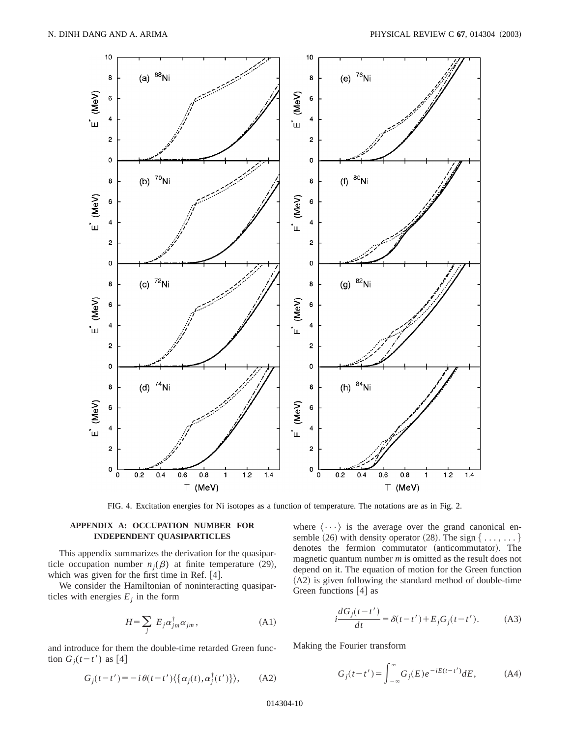FIG. 4. Excitation energies for Ni isotopes as a function of temperature. The notations are as in Fig. 2.

## APPENDIX A: OCCUPATION NUMBER FOR INDEPENDENT QUASIPARTICLES

This appendix summarizes the derivation for the quasiparticle occupation number $n_j(\beta)$ at finite temperature (29), which was given for the first time in Ref. [4].

We consider the Hamiltonian of noninteracting quasiparticles with energies $E_j$ in the form

$$H=\sum_j E_j \alpha^{\dagger}_{jm}\alpha_{jm}, \tag{A1}$$

and introduce for them the double-time retarded Green function $G_j(t-t')$ as [4]

$$G_j(t-t')=-i\theta(t-t')\langle\{\alpha_j(t),\alpha^{\dagger}_j(t')\}\rangle, \tag{A2}$$

where $\langle\cdots\rangle$ is the average over the grand canonical ensemble (26) with density operator (28). The sign $\{\ldots,\ldots\}$ denotes the fermion commutator (anticommutator). The magnetic quantum number $m$ is omitted as the result does not depend on it. The equation of motion for the Green function (A2) is given following the standard method of double-time Green functions [4] as

$$i\frac{dG_j(t-t')}{dt}=\delta(t-t')+E_jG_j(t-t'). \tag{A3}$$

Making the Fourier transform

$$G_j(t-t')=\int_{-\infty}^{\infty}G_j(E)e^{-iE(t-t')}dE, \tag{A4}$$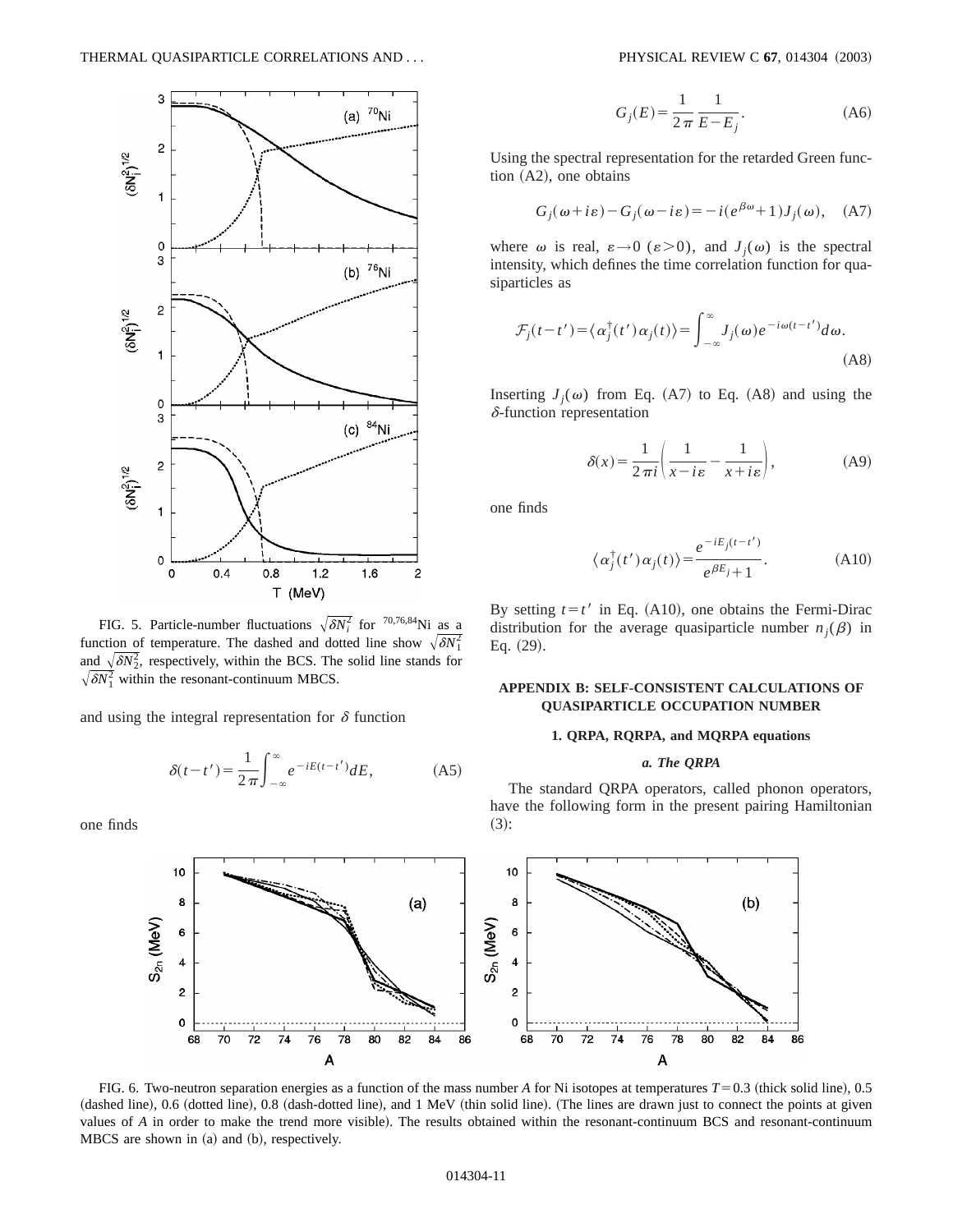FIG. 5. Particle-number fluctuations $\sqrt{\delta N_i^2}$ for $^{70,76,84}$Ni as a function of temperature. The dashed and dotted line show $\sqrt{\delta N_1^2}$ and $\sqrt{\delta N_2^2}$, respectively, within the BCS. The solid line stands for $\sqrt{\delta N_1^2}$ within the resonant-continuum MBCS.

and using the integral representation for $\delta$ function

$$\delta(t-t') = \frac{1}{2\pi}\int_{-\infty}^{\infty} e^{-iE(t-t')}dE, \tag{A5}$$

one finds

$$G_j(E) = \frac{1}{2\pi}\frac{1}{E-E_j}. \tag{A6}$$

Using the spectral representation for the retarded Green function (A2), one obtains

$$G_j(\omega+i\varepsilon) - G_j(\omega-i\varepsilon) = -i(e^{\beta\omega}+1)J_j(\omega), \tag{A7}$$

where $\omega$ is real, $\varepsilon \to 0$ $(\varepsilon > 0)$, and $J_j(\omega)$ is the spectral intensity, which defines the time correlation function for quasiparticles as

$$\mathcal{F}_j(t-t') = \langle \alpha_j^\dagger(t')\alpha_j(t)\rangle = \int_{-\infty}^{\infty} J_j(\omega)e^{-i\omega(t-t')}d\omega. \tag{A8}$$

Inserting $J_j(\omega)$ from Eq. (A7) to Eq. (A8) and using the $\delta$-function representation

$$\delta(x) = \frac{1}{2\pi i}\left(\frac{1}{x-i\varepsilon} - \frac{1}{x+i\varepsilon}\right), \tag{A9}$$

one finds

$$\langle \alpha_j^\dagger(t')\alpha_j(t)\rangle = \frac{e^{-iE_j(t-t')}}{e^{\beta E_j}+1}. \tag{A10}$$

By setting $t=t'$ in Eq. (A10), one obtains the Fermi-Dirac distribution for the average quasiparticle number $n_j(\beta)$ in Eq. (29).

## APPENDIX B: SELF-CONSISTENT CALCULATIONS OF QUASIPARTICLE OCCUPATION NUMBER

### 1. QRPA, RQRPA, and MQRPA equations

#### *a. The QRPA*

The standard QRPA operators, called phonon operators, have the following form in the present pairing Hamiltonian (3):

FIG. 6. Two-neutron separation energies as a function of the mass number $A$ for Ni isotopes at temperatures $T=0.3$ (thick solid line), 0.5 (dashed line), 0.6 (dotted line), 0.8 (dash-dotted line), and 1 MeV (thin solid line). (The lines are drawn just to connect the points at given values of $A$ in order to make the trend more visible). The results obtained within the resonant-continuum BCS and resonant-continuum MBCS are shown in (a) and (b), respectively.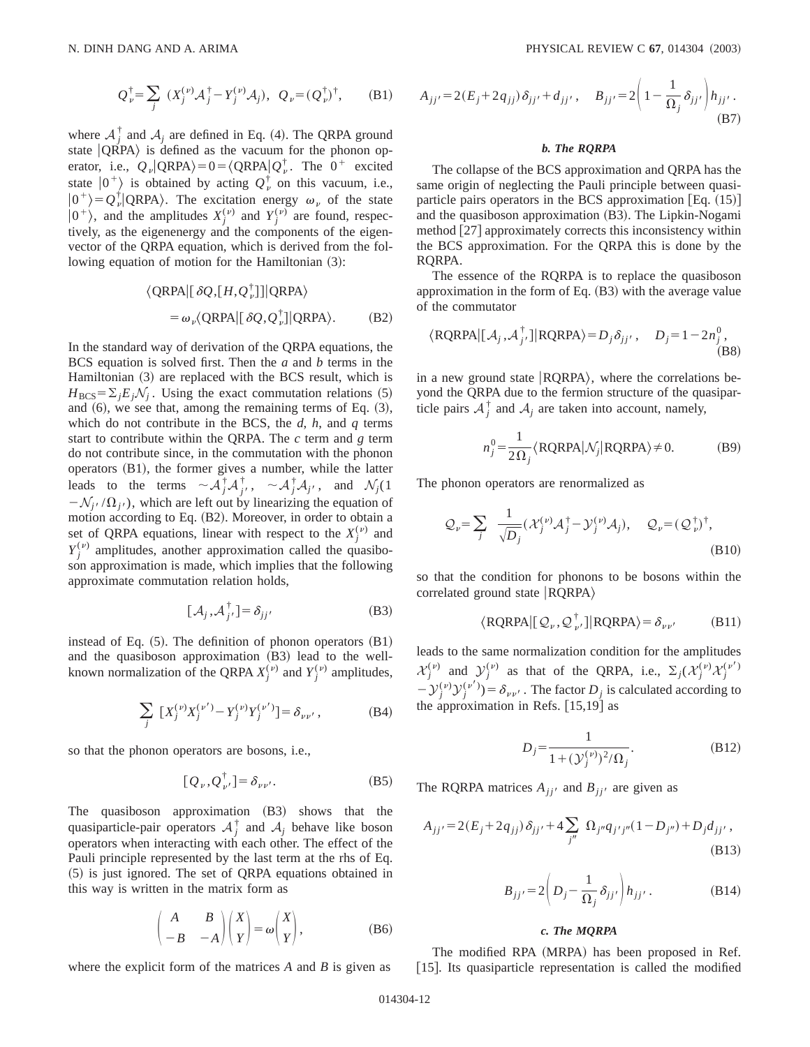$$Q_{\nu}^{\dagger}=\sum_{j}\left(X_{j}^{(\nu)}\mathcal{A}_{j}^{\dagger}-Y_{j}^{(\nu)}\mathcal{A}_{j}\right),\quad Q_{\nu}=(Q_{\nu}^{\dagger})^{\dagger},\qquad \text{(B1)}$$

where $\mathcal{A}_j^{\dagger}$ and $\mathcal{A}_j$ are defined in Eq. (4). The QRPA ground state $|\text{QRPA}\rangle$ is defined as the vacuum for the phonon operator, i.e., $Q_{\nu}|\text{QRPA}\rangle=0=\langle\text{QRPA}|Q_{\nu}^{\dagger}$. The $0^+$ excited state $|0^+\rangle$ is obtained by acting $Q_{\nu}^{\dagger}$ on this vacuum, i.e., $|0^+\rangle=Q_{\nu}^{\dagger}|\text{QRPA}\rangle$. The excitation energy $\omega_{\nu}$ of the state $|0^+\rangle$, and the amplitudes $X_j^{(\nu)}$ and $Y_j^{(\nu)}$ are found, respectively, as the eigenenergy and the components of the eigenvector of the QRPA equation, which is derived from the following equation of motion for the Hamiltonian (3):

$$\langle\text{QRPA}|[\delta Q,[H,Q_{\nu}^{\dagger}]]|\text{QRPA}\rangle=\omega_{\nu}\langle\text{QRPA}|[\delta Q,Q_{\nu}^{\dagger}]|\text{QRPA}\rangle.\qquad \text{(B2)}$$

In the standard way of derivation of the QRPA equations, the BCS equation is solved first. Then the *a* and *b* terms in the Hamiltonian (3) are replaced with the BCS result, which is $H_{\text{BCS}}=\Sigma_j E_j\mathcal{N}_j$. Using the exact commutation relations (5) and (6), we see that, among the remaining terms of Eq. (3), which do not contribute in the BCS, the *d*, *h*, and *q* terms start to contribute within the QRPA. The *c* term and *g* term do not contribute since, in the commutation with the phonon operators (B1), the former gives a number, while the latter leads to the terms $\sim\mathcal{A}_j^{\dagger}\mathcal{A}_{j'}^{\dagger}$, $\sim\mathcal{A}_j^{\dagger}\mathcal{A}_{j'}$, and $\mathcal{N}_j(1-\mathcal{N}_{j'}/\Omega_{j'})$, which are left out by linearizing the equation of motion according to Eq. (B2). Moreover, in order to obtain a set of QRPA equations, linear with respect to the $X_j^{(\nu)}$ and $Y_j^{(\nu)}$ amplitudes, another approximation called the quasiboson approximation is made, which implies that the following approximate commutation relation holds,

$$[\mathcal{A}_j,\mathcal{A}_{j'}^{\dagger}]=\delta_{jj'}\qquad \text{(B3)}$$

instead of Eq. (5). The definition of phonon operators (B1) and the quasiboson approximation (B3) lead to the well-known normalization of the QRPA $X_j^{(\nu)}$ and $Y_j^{(\nu)}$ amplitudes,

$$\sum_{j}\left[X_j^{(\nu)}X_j^{(\nu')}-Y_j^{(\nu)}Y_j^{(\nu')}\right]=\delta_{\nu\nu'},\qquad \text{(B4)}$$

so that the phonon operators are bosons, i.e.,

$$[Q_{\nu},Q_{\nu'}^{\dagger}]=\delta_{\nu\nu'}.\qquad \text{(B5)}$$

The quasiboson approximation (B3) shows that the quasiparticle-pair operators $\mathcal{A}_j^{\dagger}$ and $\mathcal{A}_j$ behave like boson operators when interacting with each other. The effect of the Pauli principle represented by the last term at the rhs of Eq. (5) is just ignored. The set of QRPA equations obtained in this way is written in the matrix form as

$$\begin{pmatrix} A & B\\ -B & -A\end{pmatrix}\begin{pmatrix} X\\ Y\end{pmatrix}=\omega\begin{pmatrix} X\\ Y\end{pmatrix},\qquad \text{(B6)}$$

where the explicit form of the matrices *A* and *B* is given as

$$A_{jj'}=2(E_j+2q_{jj})\delta_{jj'}+d_{jj'},\quad B_{jj'}=2\left(1-\frac{1}{\Omega_j}\delta_{jj'}\right)h_{jj'}.\qquad \text{(B7)}$$

### *b. The RQRPA*

The collapse of the BCS approximation and QRPA has the same origin of neglecting the Pauli principle between quasiparticle pairs operators in the BCS approximation [Eq. (15)] and the quasiboson approximation (B3). The Lipkin-Nogami method [27] approximately corrects this inconsistency within the BCS approximation. For the QRPA this is done by the RQRPA.

The essence of the RQRPA is to replace the quasiboson approximation in the form of Eq. (B3) with the average value of the commutator

$$\langle\text{RQRPA}|[\mathcal{A}_j,\mathcal{A}_{j'}^{\dagger}]|\text{RQRPA}\rangle=D_j\delta_{jj'},\quad D_j=1-2n_j^0,\qquad \text{(B8)}$$

in a new ground state $|\text{RQRPA}\rangle$, where the correlations beyond the QRPA due to the fermion structure of the quasiparticle pairs $\mathcal{A}_j^{\dagger}$ and $\mathcal{A}_j$ are taken into account, namely,

$$n_j^0=\frac{1}{2\Omega_j}\langle\text{RQRPA}|\mathcal{N}_j|\text{RQRPA}\rangle\neq 0.\qquad \text{(B9)}$$

The phonon operators are renormalized as

$$\mathcal{Q}_{\nu}=\sum_{j}\frac{1}{\sqrt{D_j}}\left(\mathcal{X}_j^{(\nu)}\mathcal{A}_j^{\dagger}-\mathcal{Y}_j^{(\nu)}\mathcal{A}_j\right),\quad \mathcal{Q}_{\nu}=(\mathcal{Q}_{\nu}^{\dagger})^{\dagger},\qquad \text{(B10)}$$

so that the condition for phonons to be bosons within the correlated ground state $|\text{RQRPA}\rangle$

$$\langle\text{RQRPA}|[\mathcal{Q}_{\nu},\mathcal{Q}_{\nu'}^{\dagger}]|\text{RQRPA}\rangle=\delta_{\nu\nu'}\qquad \text{(B11)}$$

leads to the same normalization condition for the amplitudes $\mathcal{X}_j^{(\nu)}$ and $\mathcal{Y}_j^{(\nu)}$ as that of the QRPA, i.e., $\Sigma_j(\mathcal{X}_j^{(\nu)}\mathcal{X}_j^{(\nu')}-\mathcal{Y}_j^{(\nu)}\mathcal{Y}_j^{(\nu')})=\delta_{\nu\nu'}$. The factor $D_j$ is calculated according to the approximation in Refs. [15,19] as

$$D_j=\frac{1}{1+(\mathcal{Y}_j^{(\nu)})^2/\Omega_j}.\qquad \text{(B12)}$$

The RQRPA matrices $A_{jj'}$ and $B_{jj'}$ are given as

$$A_{jj'}=2(E_j+2q_{jj})\delta_{jj'}+4\sum_{j''}\Omega_{j''}q_{j'j''}(1-D_{j''})+D_jd_{jj'},\qquad \text{(B13)}$$

$$B_{jj'}=2\left(D_j-\frac{1}{\Omega_j}\delta_{jj'}\right)h_{jj'}.\qquad \text{(B14)}$$

### *c. The MQRPA*

The modified RPA (MRPA) has been proposed in Ref. [15]. Its quasiparticle representation is called the modified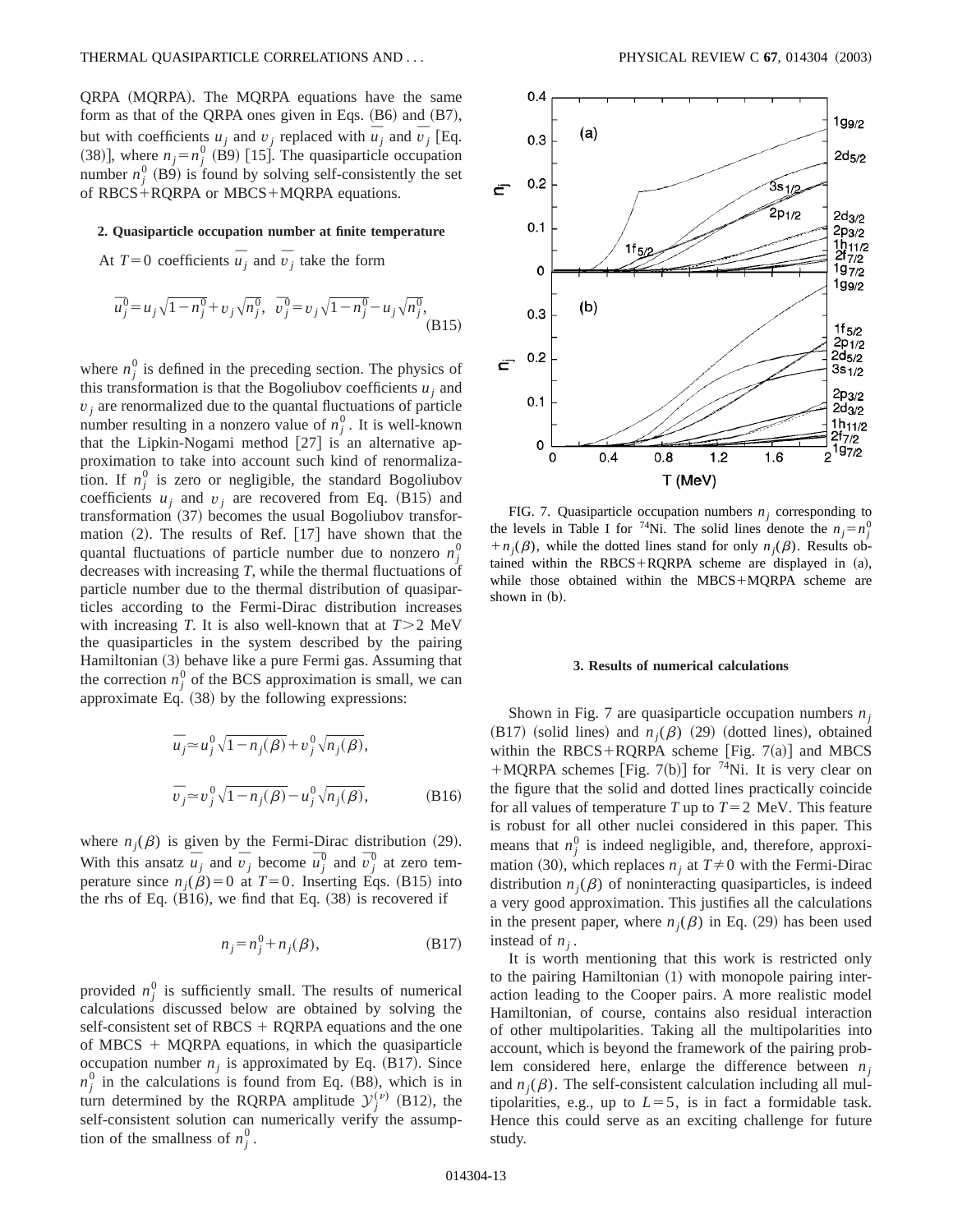QRPA (MQRPA). The MQRPA equations have the same form as that of the QRPA ones given in Eqs. (B6) and (B7), but with coefficients $u_j$ and $v_j$ replaced with $\bar{u}_j$ and $\bar{v}_j$ [Eq. (38)], where $n_j = n_j^0$ (B9) [15]. The quasiparticle occupation number $n_j^0$ (B9) is found by solving self-consistently the set of RBCS+RQRPA or MBCS+MQRPA equations.

### 2. Quasiparticle occupation number at finite temperature

At $T=0$ coefficients $\bar{u}_j$ and $\bar{v}_j$ take the form

$$\bar{u}_j^0 = u_j\sqrt{1-n_j^0} + v_j\sqrt{n_j^0}, \quad \bar{v}_j^0 = v_j\sqrt{1-n_j^0} - u_j\sqrt{n_j^0}, \tag{B15}$$

where $n_j^0$ is defined in the preceding section. The physics of this transformation is that the Bogoliubov coefficients $u_j$ and $v_j$ are renormalized due to the quantal fluctuations of particle number resulting in a nonzero value of $n_j^0$. It is well-known that the Lipkin-Nogami method [27] is an alternative approximation to take into account such kind of renormalization. If $n_j^0$ is zero or negligible, the standard Bogoliubov coefficients $u_j$ and $v_j$ are recovered from Eq. (B15) and transformation (37) becomes the usual Bogoliubov transformation (2). The results of Ref. [17] have shown that the quantal fluctuations of particle number due to nonzero $n_j^0$ decreases with increasing $T$, while the thermal fluctuations of particle number due to the thermal distribution of quasiparticles according to the Fermi-Dirac distribution increases with increasing $T$. It is also well-known that at $T>2$ MeV the quasiparticles in the system described by the pairing Hamiltonian (3) behave like a pure Fermi gas. Assuming that the correction $n_j^0$ of the BCS approximation is small, we can approximate Eq. (38) by the following expressions:

$$\bar{u}_j \simeq u_j^0\sqrt{1-n_j(\beta)} + v_j^0\sqrt{n_j(\beta)},$$

$$\bar{v}_j \simeq v_j^0\sqrt{1-n_j(\beta)} - u_j^0\sqrt{n_j(\beta)}, \tag{B16}$$

where $n_j(\beta)$ is given by the Fermi-Dirac distribution (29). With this ansatz $\bar{u}_j$ and $\bar{v}_j$ become $\bar{u}_j^0$ and $\bar{v}_j^0$ at zero temperature since $n_j(\beta)=0$ at $T=0$. Inserting Eqs. (B15) into the rhs of Eq. (B16), we find that Eq. (38) is recovered if

$$n_j = n_j^0 + n_j(\beta), \tag{B17}$$

provided $n_j^0$ is sufficiently small. The results of numerical calculations discussed below are obtained by solving the self-consistent set of RBCS + RQRPA equations and the one of MBCS + MQRPA equations, in which the quasiparticle occupation number $n_j$ is approximated by Eq. (B17). Since $n_j^0$ in the calculations is found from Eq. (B8), which is in turn determined by the RQRPA amplitude $\mathcal{Y}_j^{(\nu)}$ (B12), the self-consistent solution can numerically verify the assumption of the smallness of $n_j^0$.

FIG. 7. Quasiparticle occupation numbers $n_j$ corresponding to the levels in Table I for $^{74}$Ni. The solid lines denote the $n_j = n_j^0 + n_j(\beta)$, while the dotted lines stand for only $n_j(\beta)$. Results obtained within the RBCS+RQRPA scheme are displayed in (a), while those obtained within the MBCS+MQRPA scheme are shown in (b).

### 3. Results of numerical calculations

Shown in Fig. 7 are quasiparticle occupation numbers $n_j$ (B17) (solid lines) and $n_j(\beta)$ (29) (dotted lines), obtained within the RBCS+RQRPA scheme [Fig. 7(a)] and MBCS +MQRPA schemes [Fig. 7(b)] for $^{74}$Ni. It is very clear on the figure that the solid and dotted lines practically coincide for all values of temperature $T$ up to $T=2$ MeV. This feature is robust for all other nuclei considered in this paper. This means that $n_j^0$ is indeed negligible, and, therefore, approximation (30), which replaces $n_j$ at $T\neq 0$ with the Fermi-Dirac distribution $n_j(\beta)$ of noninteracting quasiparticles, is indeed a very good approximation. This justifies all the calculations in the present paper, where $n_j(\beta)$ in Eq. (29) has been used instead of $n_j$.

It is worth mentioning that this work is restricted only to the pairing Hamiltonian (1) with monopole pairing interaction leading to the Cooper pairs. A more realistic model Hamiltonian, of course, contains also residual interaction of other multipolarities. Taking all the multipolarities into account, which is beyond the framework of the pairing problem considered here, enlarge the difference between $n_j$ and $n_j(\beta)$. The self-consistent calculation including all multipolarities, e.g., up to $L=5$, is in fact a formidable task. Hence this could serve as an exciting challenge for future study.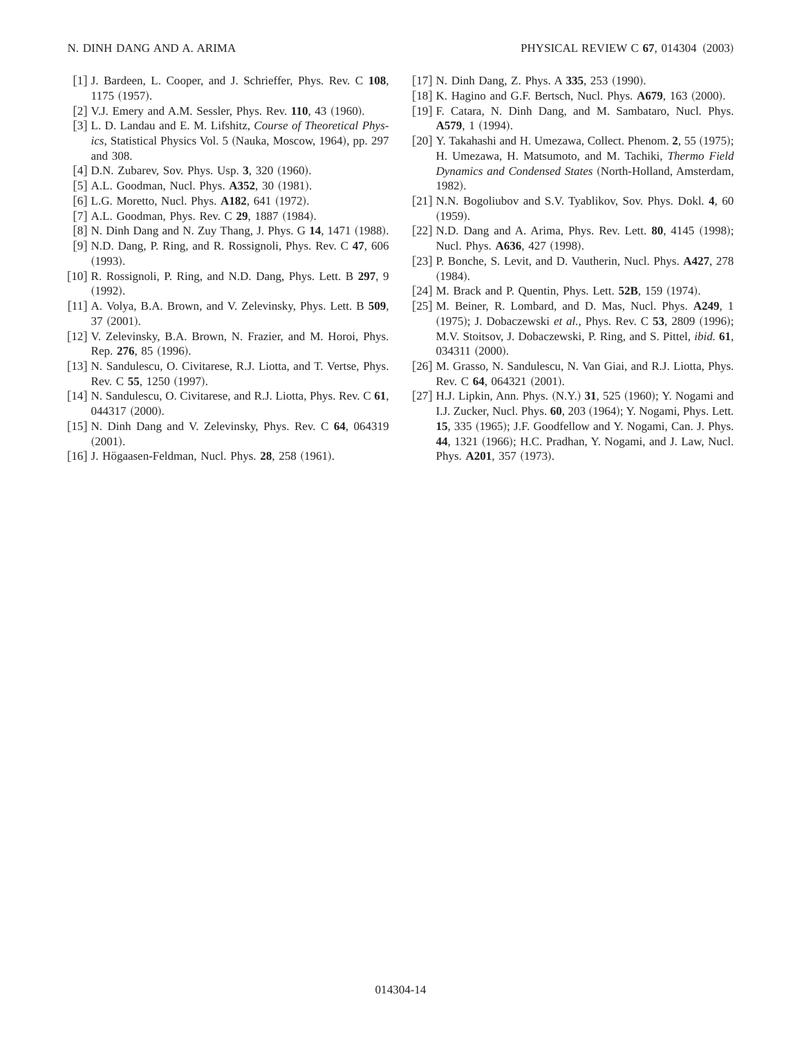[1] J. Bardeen, L. Cooper, and J. Schrieffer, Phys. Rev. C **108**, 1175 (1957).

[2] V.J. Emery and A.M. Sessler, Phys. Rev. **110**, 43 (1960).

[3] L. D. Landau and E. M. Lifshitz, *Course of Theoretical Physics*, Statistical Physics Vol. 5 (Nauka, Moscow, 1964), pp. 297 and 308.

[4] D.N. Zubarev, Sov. Phys. Usp. **3**, 320 (1960).

[5] A.L. Goodman, Nucl. Phys. **A352**, 30 (1981).

[6] L.G. Moretto, Nucl. Phys. **A182**, 641 (1972).

[7] A.L. Goodman, Phys. Rev. C **29**, 1887 (1984).

[8] N. Dinh Dang and N. Zuy Thang, J. Phys. G **14**, 1471 (1988).

[9] N.D. Dang, P. Ring, and R. Rossignoli, Phys. Rev. C **47**, 606 (1993).

[10] R. Rossignoli, P. Ring, and N.D. Dang, Phys. Lett. B **297**, 9 (1992).

[11] A. Volya, B.A. Brown, and V. Zelevinsky, Phys. Lett. B **509**, 37 (2001).

[12] V. Zelevinsky, B.A. Brown, N. Frazier, and M. Horoi, Phys. Rep. **276**, 85 (1996).

[13] N. Sandulescu, O. Civitarese, R.J. Liotta, and T. Vertse, Phys. Rev. C **55**, 1250 (1997).

[14] N. Sandulescu, O. Civitarese, and R.J. Liotta, Phys. Rev. C **61**, 044317 (2000).

[15] N. Dinh Dang and V. Zelevinsky, Phys. Rev. C **64**, 064319 (2001).

[16] J. Högaasen-Feldman, Nucl. Phys. **28**, 258 (1961).

[17] N. Dinh Dang, Z. Phys. A **335**, 253 (1990).

[18] K. Hagino and G.F. Bertsch, Nucl. Phys. **A679**, 163 (2000).

[19] F. Catara, N. Dinh Dang, and M. Sambataro, Nucl. Phys. **A579**, 1 (1994).

[20] Y. Takahashi and H. Umezawa, Collect. Phenom. **2**, 55 (1975); H. Umezawa, H. Matsumoto, and M. Tachiki, *Thermo Field Dynamics and Condensed States* (North-Holland, Amsterdam, 1982).

[21] N.N. Bogoliubov and S.V. Tyablikov, Sov. Phys. Dokl. **4**, 60 (1959).

[22] N.D. Dang and A. Arima, Phys. Rev. Lett. **80**, 4145 (1998); Nucl. Phys. **A636**, 427 (1998).

[23] P. Bonche, S. Levit, and D. Vautherin, Nucl. Phys. **A427**, 278 (1984).

[24] M. Brack and P. Quentin, Phys. Lett. **52B**, 159 (1974).

[25] M. Beiner, R. Lombard, and D. Mas, Nucl. Phys. **A249**, 1 (1975); J. Dobaczewski *et al.*, Phys. Rev. C **53**, 2809 (1996); M.V. Stoitsov, J. Dobaczewski, P. Ring, and S. Pittel, *ibid.* **61**, 034311 (2000).

[26] M. Grasso, N. Sandulescu, N. Van Giai, and R.J. Liotta, Phys. Rev. C **64**, 064321 (2001).

[27] H.J. Lipkin, Ann. Phys. (N.Y.) **31**, 525 (1960); Y. Nogami and I.J. Zucker, Nucl. Phys. **60**, 203 (1964); Y. Nogami, Phys. Lett. **15**, 335 (1965); J.F. Goodfellow and Y. Nogami, Can. J. Phys. **44**, 1321 (1966); H.C. Pradhan, Y. Nogami, and J. Law, Nucl. Phys. **A201**, 357 (1973).